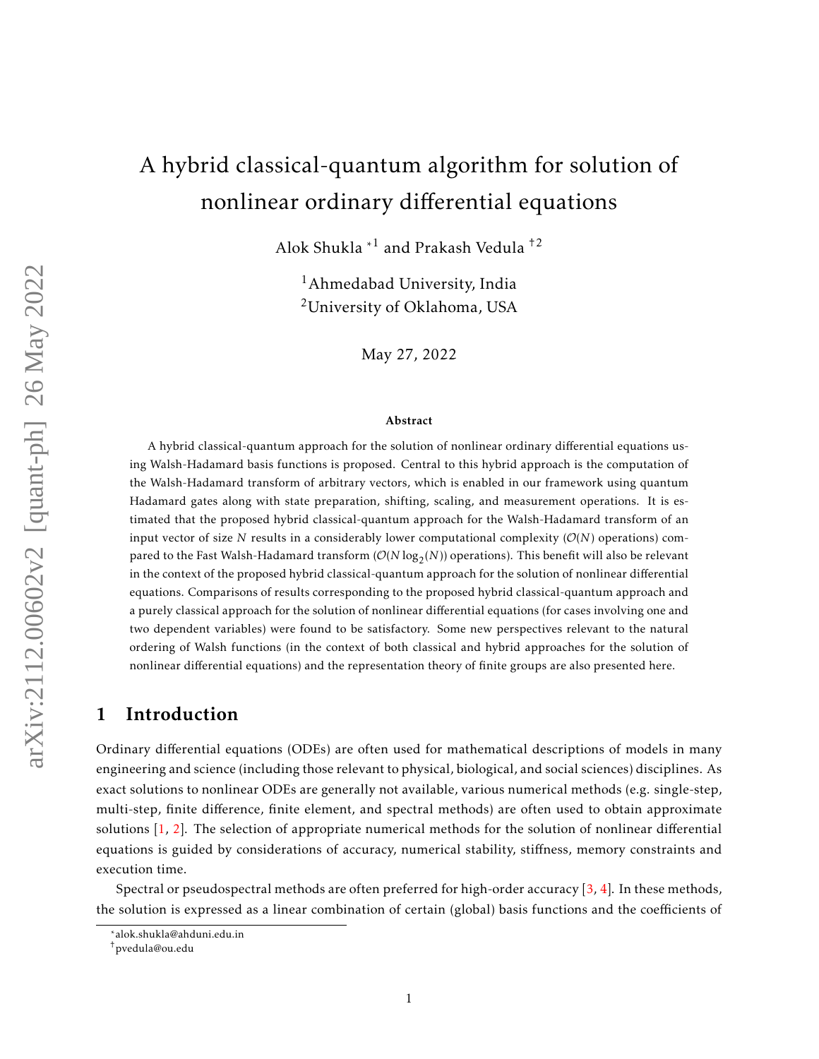# A hybrid classical-quantum algorithm for solution of nonlinear ordinary differential equations

Alok Shukla [*1] and Prakash Vedula [†2]

[1]Ahmedabad University, India
[2]University of Oklahoma, USA

May 27, 2022

### Abstract

A hybrid classical-quantum approach for the solution of nonlinear ordinary differential equations using Walsh-Hadamard basis functions is proposed. Central to this hybrid approach is the computation of the Walsh-Hadamard transform of arbitrary vectors, which is enabled in our framework using quantum Hadamard gates along with state preparation, shifting, scaling, and measurement operations. It is estimated that the proposed hybrid classical-quantum approach for the Walsh-Hadamard transform of an input vector of size $N$ results in a considerably lower computational complexity ($\mathcal{O}(N)$ operations) compared to the Fast Walsh-Hadamard transform ($\mathcal{O}(N \log_2(N))$ operations). This benefit will also be relevant in the context of the proposed hybrid classical-quantum approach for the solution of nonlinear differential equations. Comparisons of results corresponding to the proposed hybrid classical-quantum approach and a purely classical approach for the solution of nonlinear differential equations (for cases involving one and two dependent variables) were found to be satisfactory. Some new perspectives relevant to the natural ordering of Walsh functions (in the context of both classical and hybrid approaches for the solution of nonlinear differential equations) and the representation theory of finite groups are also presented here.

## 1 Introduction

Ordinary differential equations (ODEs) are often used for mathematical descriptions of models in many engineering and science (including those relevant to physical, biological, and social sciences) disciplines. As exact solutions to nonlinear ODEs are generally not available, various numerical methods (e.g. single-step, multi-step, finite difference, finite element, and spectral methods) are often used to obtain approximate solutions [1, 2]. The selection of appropriate numerical methods for the solution of nonlinear differential equations is guided by considerations of accuracy, numerical stability, stiffness, memory constraints and execution time.

Spectral or pseudospectral methods are often preferred for high-order accuracy [3, 4]. In these methods, the solution is expressed as a linear combination of certain (global) basis functions and the coefficients of

*alok.shukla@ahduni.edu.in
†pvedula@ou.edu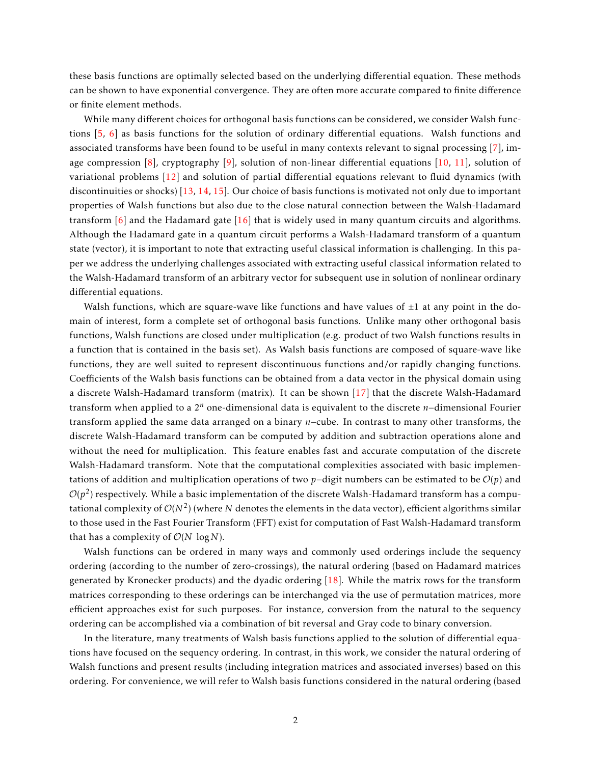these basis functions are optimally selected based on the underlying differential equation. These methods can be shown to have exponential convergence. They are often more accurate compared to finite difference or finite element methods.

While many different choices for orthogonal basis functions can be considered, we consider Walsh functions [5, 6] as basis functions for the solution of ordinary differential equations. Walsh functions and associated transforms have been found to be useful in many contexts relevant to signal processing [7], image compression [8], cryptography [9], solution of non-linear differential equations [10, 11], solution of variational problems [12] and solution of partial differential equations relevant to fluid dynamics (with discontinuities or shocks) [13, 14, 15]. Our choice of basis functions is motivated not only due to important properties of Walsh functions but also due to the close natural connection between the Walsh-Hadamard transform [6] and the Hadamard gate [16] that is widely used in many quantum circuits and algorithms. Although the Hadamard gate in a quantum circuit performs a Walsh-Hadamard transform of a quantum state (vector), it is important to note that extracting useful classical information is challenging. In this paper we address the underlying challenges associated with extracting useful classical information related to the Walsh-Hadamard transform of an arbitrary vector for subsequent use in solution of nonlinear ordinary differential equations.

Walsh functions, which are square-wave like functions and have values of $\pm 1$ at any point in the domain of interest, form a complete set of orthogonal basis functions. Unlike many other orthogonal basis functions, Walsh functions are closed under multiplication (e.g. product of two Walsh functions results in a function that is contained in the basis set). As Walsh basis functions are composed of square-wave like functions, they are well suited to represent discontinuous functions and/or rapidly changing functions. Coefficients of the Walsh basis functions can be obtained from a data vector in the physical domain using a discrete Walsh-Hadamard transform (matrix). It can be shown [17] that the discrete Walsh-Hadamard transform when applied to a $2^n$ one-dimensional data is equivalent to the discrete $n-$dimensional Fourier transform applied the same data arranged on a binary $n-$cube. In contrast to many other transforms, the discrete Walsh-Hadamard transform can be computed by addition and subtraction operations alone and without the need for multiplication. This feature enables fast and accurate computation of the discrete Walsh-Hadamard transform. Note that the computational complexities associated with basic implementations of addition and multiplication operations of two $p-$digit numbers can be estimated to be $\mathcal{O}(p)$ and $\mathcal{O}(p^2)$ respectively. While a basic implementation of the discrete Walsh-Hadamard transform has a computational complexity of $\mathcal{O}(N^2)$ (where $N$ denotes the elements in the data vector), efficient algorithms similar to those used in the Fast Fourier Transform (FFT) exist for computation of Fast Walsh-Hadamard transform that has a complexity of $\mathcal{O}(N \log N)$.

Walsh functions can be ordered in many ways and commonly used orderings include the sequency ordering (according to the number of zero-crossings), the natural ordering (based on Hadamard matrices generated by Kronecker products) and the dyadic ordering [18]. While the matrix rows for the transform matrices corresponding to these orderings can be interchanged via the use of permutation matrices, more efficient approaches exist for such purposes. For instance, conversion from the natural to the sequency ordering can be accomplished via a combination of bit reversal and Gray code to binary conversion.

In the literature, many treatments of Walsh basis functions applied to the solution of differential equations have focused on the sequency ordering. In contrast, in this work, we consider the natural ordering of Walsh functions and present results (including integration matrices and associated inverses) based on this ordering. For convenience, we will refer to Walsh basis functions considered in the natural ordering (based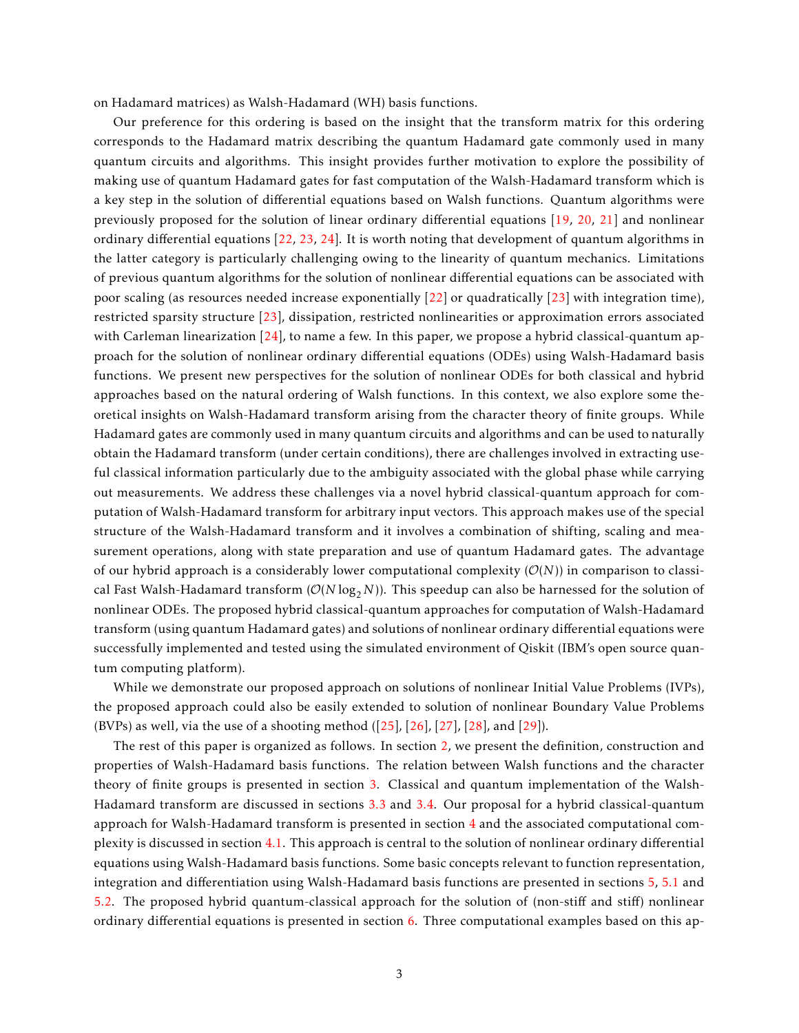on Hadamard matrices) as Walsh-Hadamard (WH) basis functions.

Our preference for this ordering is based on the insight that the transform matrix for this ordering corresponds to the Hadamard matrix describing the quantum Hadamard gate commonly used in many quantum circuits and algorithms. This insight provides further motivation to explore the possibility of making use of quantum Hadamard gates for fast computation of the Walsh-Hadamard transform which is a key step in the solution of differential equations based on Walsh functions. Quantum algorithms were previously proposed for the solution of linear ordinary differential equations [19, 20, 21] and nonlinear ordinary differential equations [22, 23, 24]. It is worth noting that development of quantum algorithms in the latter category is particularly challenging owing to the linearity of quantum mechanics. Limitations of previous quantum algorithms for the solution of nonlinear differential equations can be associated with poor scaling (as resources needed increase exponentially [22] or quadratically [23] with integration time), restricted sparsity structure [23], dissipation, restricted nonlinearities or approximation errors associated with Carleman linearization [24], to name a few. In this paper, we propose a hybrid classical-quantum approach for the solution of nonlinear ordinary differential equations (ODEs) using Walsh-Hadamard basis functions. We present new perspectives for the solution of nonlinear ODEs for both classical and hybrid approaches based on the natural ordering of Walsh functions. In this context, we also explore some theoretical insights on Walsh-Hadamard transform arising from the character theory of finite groups. While Hadamard gates are commonly used in many quantum circuits and algorithms and can be used to naturally obtain the Hadamard transform (under certain conditions), there are challenges involved in extracting useful classical information particularly due to the ambiguity associated with the global phase while carrying out measurements. We address these challenges via a novel hybrid classical-quantum approach for computation of Walsh-Hadamard transform for arbitrary input vectors. This approach makes use of the special structure of the Walsh-Hadamard transform and it involves a combination of shifting, scaling and measurement operations, along with state preparation and use of quantum Hadamard gates. The advantage of our hybrid approach is a considerably lower computational complexity ($\mathcal{O}(N)$) in comparison to classical Fast Walsh-Hadamard transform ($\mathcal{O}(N \log_2 N)$). This speedup can also be harnessed for the solution of nonlinear ODEs. The proposed hybrid classical-quantum approaches for computation of Walsh-Hadamard transform (using quantum Hadamard gates) and solutions of nonlinear ordinary differential equations were successfully implemented and tested using the simulated environment of Qiskit (IBM's open source quantum computing platform).

While we demonstrate our proposed approach on solutions of nonlinear Initial Value Problems (IVPs), the proposed approach could also be easily extended to solution of nonlinear Boundary Value Problems (BVPs) as well, via the use of a shooting method ([25], [26], [27], [28], and [29]).

The rest of this paper is organized as follows. In section 2, we present the definition, construction and properties of Walsh-Hadamard basis functions. The relation between Walsh functions and the character theory of finite groups is presented in section 3. Classical and quantum implementation of the Walsh-Hadamard transform are discussed in sections 3.3 and 3.4. Our proposal for a hybrid classical-quantum approach for Walsh-Hadamard transform is presented in section 4 and the associated computational complexity is discussed in section 4.1. This approach is central to the solution of nonlinear ordinary differential equations using Walsh-Hadamard basis functions. Some basic concepts relevant to function representation, integration and differentiation using Walsh-Hadamard basis functions are presented in sections 5, 5.1 and 5.2. The proposed hybrid quantum-classical approach for the solution of (non-stiff and stiff) nonlinear ordinary differential equations is presented in section 6. Three computational examples based on this ap-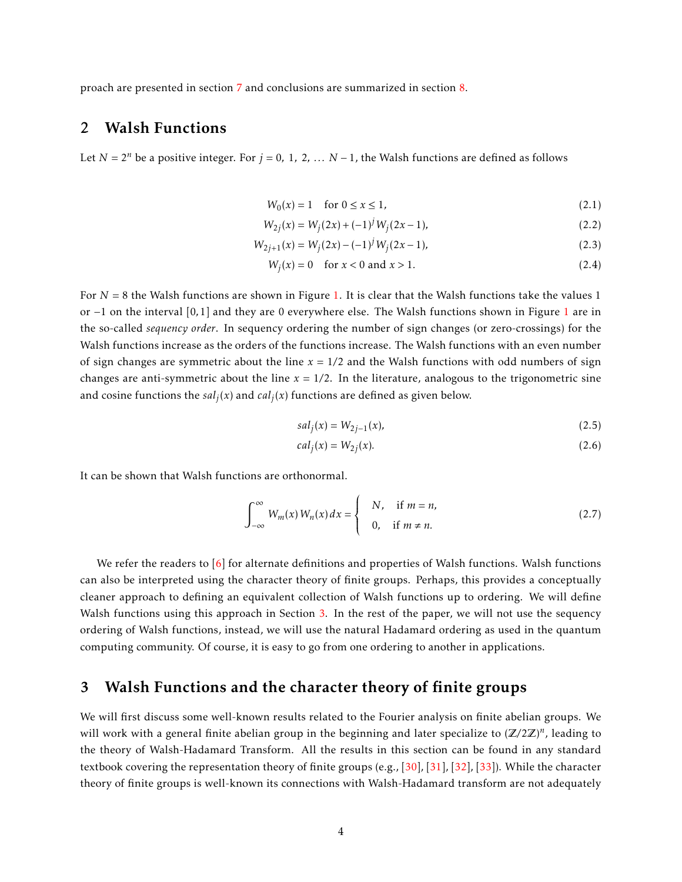proach are presented in section 7 and conclusions are summarized in section 8.

## 2 Walsh Functions

Let $N = 2^n$ be a positive integer. For $j = 0,\ 1,\ 2,\ \ldots\ N-1$, the Walsh functions are defined as follows

$$
\begin{aligned}
W_0(x) &= 1 \quad \text{for } 0 \le x \le 1, && (2.1)\\
W_{2j}(x) &= W_j(2x) + (-1)^j\, W_j(2x-1), && (2.2)\\
W_{2j+1}(x) &= W_j(2x) - (-1)^j\, W_j(2x-1), && (2.3)\\
W_j(x) &= 0 \quad \text{for } x < 0 \text{ and } x > 1. && (2.4)
\end{aligned}
$$

For $N = 8$ the Walsh functions are shown in Figure 1. It is clear that the Walsh functions take the values 1 or $-1$ on the interval $[0,1]$ and they are 0 everywhere else. The Walsh functions shown in Figure 1 are in the so-called *sequency order*. In sequency ordering the number of sign changes (or zero-crossings) for the Walsh functions increase as the orders of the functions increase. The Walsh functions with an even number of sign changes are symmetric about the line $x = 1/2$ and the Walsh functions with odd numbers of sign changes are anti-symmetric about the line $x = 1/2$. In the literature, analogous to the trigonometric sine and cosine functions the $sal_j(x)$ and $cal_j(x)$ functions are defined as given below.

$$
\begin{aligned}
sal_j(x) &= W_{2j-1}(x), && (2.5)\\
cal_j(x) &= W_{2j}(x). && (2.6)
\end{aligned}
$$

It can be shown that Walsh functions are orthonormal.

$$
\int_{-\infty}^{\infty} W_m(x)\, W_n(x)\, dx = \begin{cases} N, & \text{if } m = n, \\ 0, & \text{if } m \neq n. \end{cases} \tag{2.7}
$$

We refer the readers to [6] for alternate definitions and properties of Walsh functions. Walsh functions can also be interpreted using the character theory of finite groups. Perhaps, this provides a conceptually cleaner approach to defining an equivalent collection of Walsh functions up to ordering. We will define Walsh functions using this approach in Section 3. In the rest of the paper, we will not use the sequency ordering of Walsh functions, instead, we will use the natural Hadamard ordering as used in the quantum computing community. Of course, it is easy to go from one ordering to another in applications.

## 3 Walsh Functions and the character theory of finite groups

We will first discuss some well-known results related to the Fourier analysis on finite abelian groups. We will work with a general finite abelian group in the beginning and later specialize to $(\mathbb{Z}/2\mathbb{Z})^n$, leading to the theory of Walsh-Hadamard Transform. All the results in this section can be found in any standard textbook covering the representation theory of finite groups (e.g., [30], [31], [32], [33]). While the character theory of finite groups is well-known its connections with Walsh-Hadamard transform are not adequately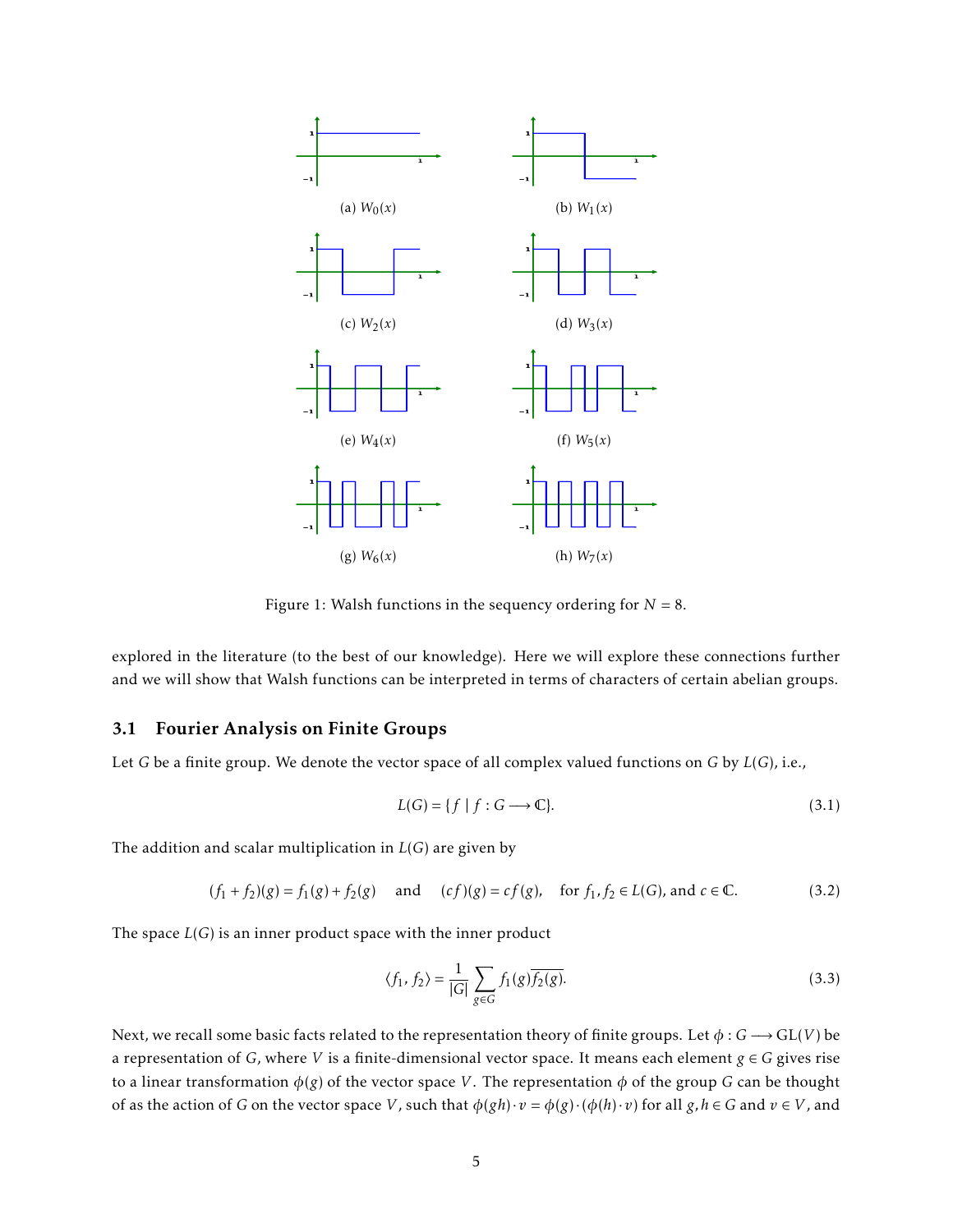(a) $W_0(x)$

(b) $W_1(x)$

(c) $W_2(x)$

(d) $W_3(x)$

(e) $W_4(x)$

(f) $W_5(x)$

(g) $W_6(x)$

(h) $W_7(x)$

Figure 1: Walsh functions in the sequency ordering for $N = 8$.

explored in the literature (to the best of our knowledge). Here we will explore these connections further and we will show that Walsh functions can be interpreted in terms of characters of certain abelian groups.

### 3.1 Fourier Analysis on Finite Groups

Let $G$ be a finite group. We denote the vector space of all complex valued functions on $G$ by $L(G)$, i.e.,

$$L(G) = \{f \mid f : G \longrightarrow \mathbb{C}\}. \tag{3.1}$$

The addition and scalar multiplication in $L(G)$ are given by

$$(f_1 + f_2)(g) = f_1(g) + f_2(g) \quad \text{and} \quad (cf)(g) = cf(g), \quad \text{for } f_1, f_2 \in L(G), \text{ and } c \in \mathbb{C}. \tag{3.2}$$

The space $L(G)$ is an inner product space with the inner product

$$\langle f_1, f_2 \rangle = \frac{1}{|G|} \sum_{g \in G} f_1(g)\overline{f_2(g)}. \tag{3.3}$$

Next, we recall some basic facts related to the representation theory of finite groups. Let $\phi : G \longrightarrow \mathrm{GL}(V)$ be a representation of $G$, where $V$ is a finite-dimensional vector space. It means each element $g \in G$ gives rise to a linear transformation $\phi(g)$ of the vector space $V$. The representation $\phi$ of the group $G$ can be thought of as the action of $G$ on the vector space $V$, such that $\phi(gh) \cdot v = \phi(g) \cdot (\phi(h) \cdot v)$ for all $g, h \in G$ and $v \in V$, and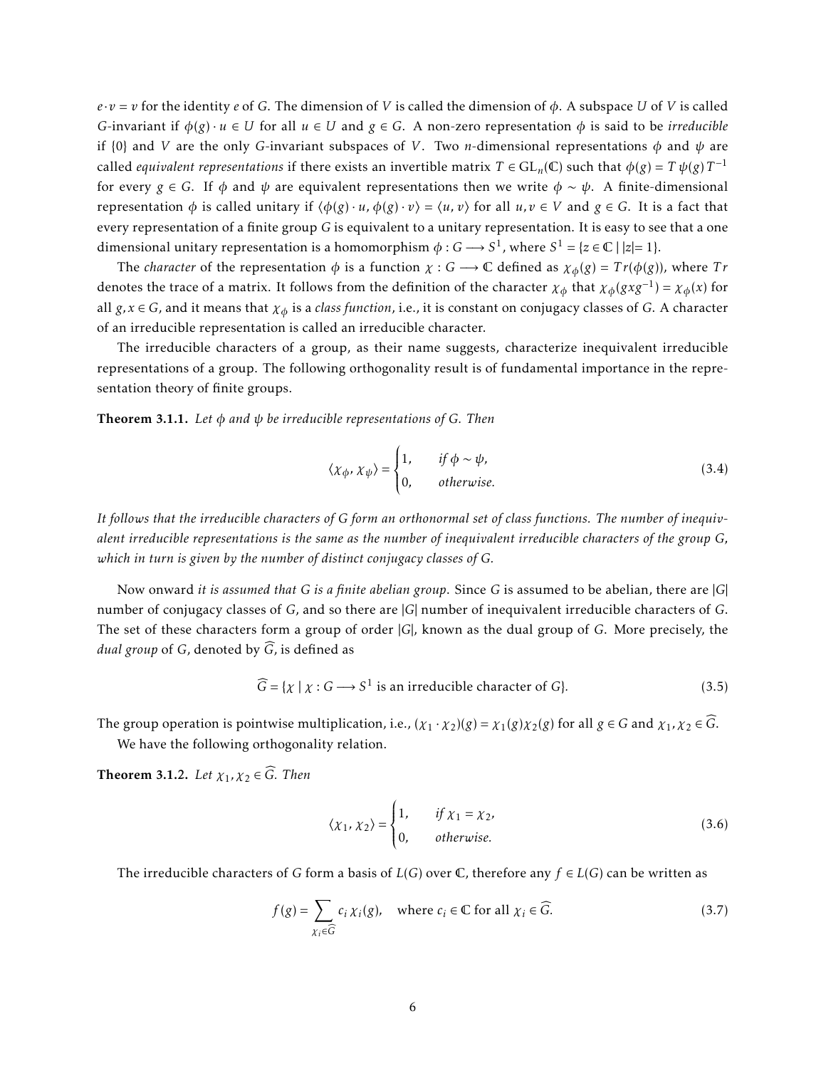$e \cdot v = v$ for the identity $e$ of $G$. The dimension of $V$ is called the dimension of $\phi$. A subspace $U$ of $V$ is called $G$-invariant if $\phi(g) \cdot u \in U$ for all $u \in U$ and $g \in G$. A non-zero representation $\phi$ is said to be *irreducible* if $\{0\}$ and $V$ are the only $G$-invariant subspaces of $V$. Two $n$-dimensional representations $\phi$ and $\psi$ are called *equivalent representations* if there exists an invertible matrix $T \in \mathrm{GL}_n(\mathbb{C})$ such that $\phi(g) = T\,\psi(g)\,T^{-1}$ for every $g \in G$. If $\phi$ and $\psi$ are equivalent representations then we write $\phi \sim \psi$. A finite-dimensional representation $\phi$ is called unitary if $\langle \phi(g) \cdot u, \phi(g) \cdot v \rangle = \langle u, v \rangle$ for all $u, v \in V$ and $g \in G$. It is a fact that every representation of a finite group $G$ is equivalent to a unitary representation. It is easy to see that a one dimensional unitary representation is a homomorphism $\phi : G \longrightarrow S^1$, where $S^1 = \{z \in \mathbb{C} \mid |z| = 1\}$.

The *character* of the representation $\phi$ is a function $\chi : G \longrightarrow \mathbb{C}$ defined as $\chi_\phi(g) = Tr(\phi(g))$, where $Tr$ denotes the trace of a matrix. It follows from the definition of the character $\chi_\phi$ that $\chi_\phi(gxg^{-1}) = \chi_\phi(x)$ for all $g, x \in G$, and it means that $\chi_\phi$ is a *class function*, i.e., it is constant on conjugacy classes of $G$. A character of an irreducible representation is called an irreducible character.

The irreducible characters of a group, as their name suggests, characterize inequivalent irreducible representations of a group. The following orthogonality result is of fundamental importance in the representation theory of finite groups.

**Theorem 3.1.1.** *Let $\phi$ and $\psi$ be irreducible representations of $G$. Then*

$$\langle \chi_\phi, \chi_\psi \rangle = \begin{cases} 1, & \text{if } \phi \sim \psi, \\ 0, & \text{otherwise.} \end{cases} \tag{3.4}$$

*It follows that the irreducible characters of $G$ form an orthonormal set of class functions. The number of inequivalent irreducible representations is the same as the number of inequivalent irreducible characters of the group $G$, which in turn is given by the number of distinct conjugacy classes of $G$.*

Now onward *it is assumed that $G$ is a finite abelian group*. Since $G$ is assumed to be abelian, there are $|G|$ number of conjugacy classes of $G$, and so there are $|G|$ number of inequivalent irreducible characters of $G$. The set of these characters form a group of order $|G|$, known as the dual group of $G$. More precisely, the *dual group* of $G$, denoted by $\widehat{G}$, is defined as

$$\widehat{G} = \{\chi \mid \chi : G \longrightarrow S^1 \text{ is an irreducible character of } G\}. \tag{3.5}$$

The group operation is pointwise multiplication, i.e., $(\chi_1 \cdot \chi_2)(g) = \chi_1(g)\chi_2(g)$ for all $g \in G$ and $\chi_1, \chi_2 \in \widehat{G}$.

We have the following orthogonality relation.

**Theorem 3.1.2.** *Let $\chi_1, \chi_2 \in \widehat{G}$. Then*

$$\langle \chi_1, \chi_2 \rangle = \begin{cases} 1, & \text{if } \chi_1 = \chi_2, \\ 0, & \text{otherwise.} \end{cases} \tag{3.6}$$

The irreducible characters of $G$ form a basis of $L(G)$ over $\mathbb{C}$, therefore any $f \in L(G)$ can be written as

$$f(g) = \sum_{\chi_i \in \widehat{G}} c_i\, \chi_i(g), \quad \text{where } c_i \in \mathbb{C} \text{ for all } \chi_i \in \widehat{G}. \tag{3.7}$$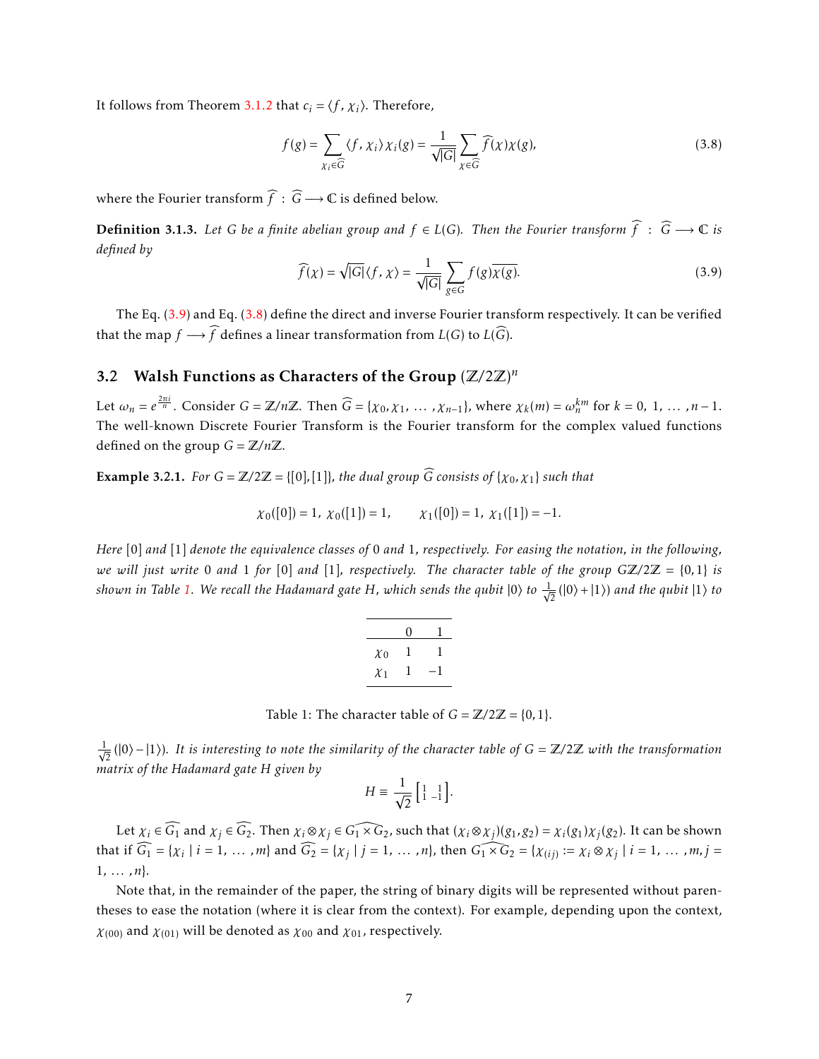It follows from Theorem 3.1.2 that $c_i = \langle f, \chi_i \rangle$. Therefore,

$$f(g) = \sum_{\chi_i \in \widehat{G}} \langle f, \chi_i \rangle \chi_i(g) = \frac{1}{\sqrt{|G|}} \sum_{\chi \in \widehat{G}} \widehat{f}(\chi)\chi(g), \tag{3.8}$$

where the Fourier transform $\widehat{f} : \widehat{G} \longrightarrow \mathbb{C}$ is defined below.

**Definition 3.1.3.** *Let $G$ be a finite abelian group and $f \in L(G)$. Then the Fourier transform $\widehat{f} : \widehat{G} \longrightarrow \mathbb{C}$ is defined by*

$$\widehat{f}(\chi) = \sqrt{|G|}\langle f, \chi \rangle = \frac{1}{\sqrt{|G|}} \sum_{g \in G} f(g)\overline{\chi(g)}. \tag{3.9}$$

The Eq. (3.9) and Eq. (3.8) define the direct and inverse Fourier transform respectively. It can be verified that the map $f \longrightarrow \widehat{f}$ defines a linear transformation from $L(G)$ to $L(\widehat{G})$.

## 3.2 Walsh Functions as Characters of the Group $(\mathbb{Z}/2\mathbb{Z})^n$

Let $\omega_n = e^{\frac{2\pi i}{n}}$. Consider $G = \mathbb{Z}/n\mathbb{Z}$. Then $\widehat{G} = \{\chi_0, \chi_1, \dots, \chi_{n-1}\}$, where $\chi_k(m) = \omega_n^{km}$ for $k = 0, 1, \dots, n-1$. The well-known Discrete Fourier Transform is the Fourier transform for the complex valued functions defined on the group $G = \mathbb{Z}/n\mathbb{Z}$.

**Example 3.2.1.** *For $G = \mathbb{Z}/2\mathbb{Z} = \{[0],[1]\}$, the dual group $\widehat{G}$ consists of $\{\chi_0, \chi_1\}$ such that*

$$\chi_0([0]) = 1,\ \chi_0([1]) = 1, \qquad \chi_1([0]) = 1,\ \chi_1([1]) = -1.$$

*Here $[0]$ and $[1]$ denote the equivalence classes of 0 and 1, respectively. For easing the notation, in the following, we will just write 0 and 1 for $[0]$ and $[1]$, respectively. The character table of the group $G\mathbb{Z}/2\mathbb{Z} = \{0,1\}$ is shown in Table 1. We recall the Hadamard gate $H$, which sends the qubit $|0\rangle$ to $\frac{1}{\sqrt{2}}(|0\rangle + |1\rangle)$ and the qubit $|1\rangle$ to $\frac{1}{\sqrt{2}}(|0\rangle - |1\rangle)$. It is interesting to note the similarity of the character table of $G = \mathbb{Z}/2\mathbb{Z}$ with the transformation matrix of the Hadamard gate $H$ given by*

|  | 0 | 1 |
|---|---|---|
| $\chi_0$ | 1 | 1 |
| $\chi_1$ | 1 | $-1$ |

Table 1: The character table of $G = \mathbb{Z}/2\mathbb{Z} = \{0,1\}$.

$$H \equiv \frac{1}{\sqrt{2}} \begin{bmatrix} 1 & 1 \\ 1 & -1 \end{bmatrix}.$$

Let $\chi_i \in \widehat{G_1}$ and $\chi_j \in \widehat{G_2}$. Then $\chi_i \otimes \chi_j \in \widehat{G_1 \times G_2}$, such that $(\chi_i \otimes \chi_j)(g_1, g_2) = \chi_i(g_1)\chi_j(g_2)$. It can be shown that if $\widehat{G_1} = \{\chi_i \mid i = 1, \dots, m\}$ and $\widehat{G_2} = \{\chi_j \mid j = 1, \dots, n\}$, then $\widehat{G_1 \times G_2} = \{\chi_{(ij)} := \chi_i \otimes \chi_j \mid i = 1, \dots, m, j = 1, \dots, n\}$.

Note that, in the remainder of the paper, the string of binary digits will be represented without parentheses to ease the notation (where it is clear from the context). For example, depending upon the context, $\chi_{(00)}$ and $\chi_{(01)}$ will be denoted as $\chi_{00}$ and $\chi_{01}$, respectively.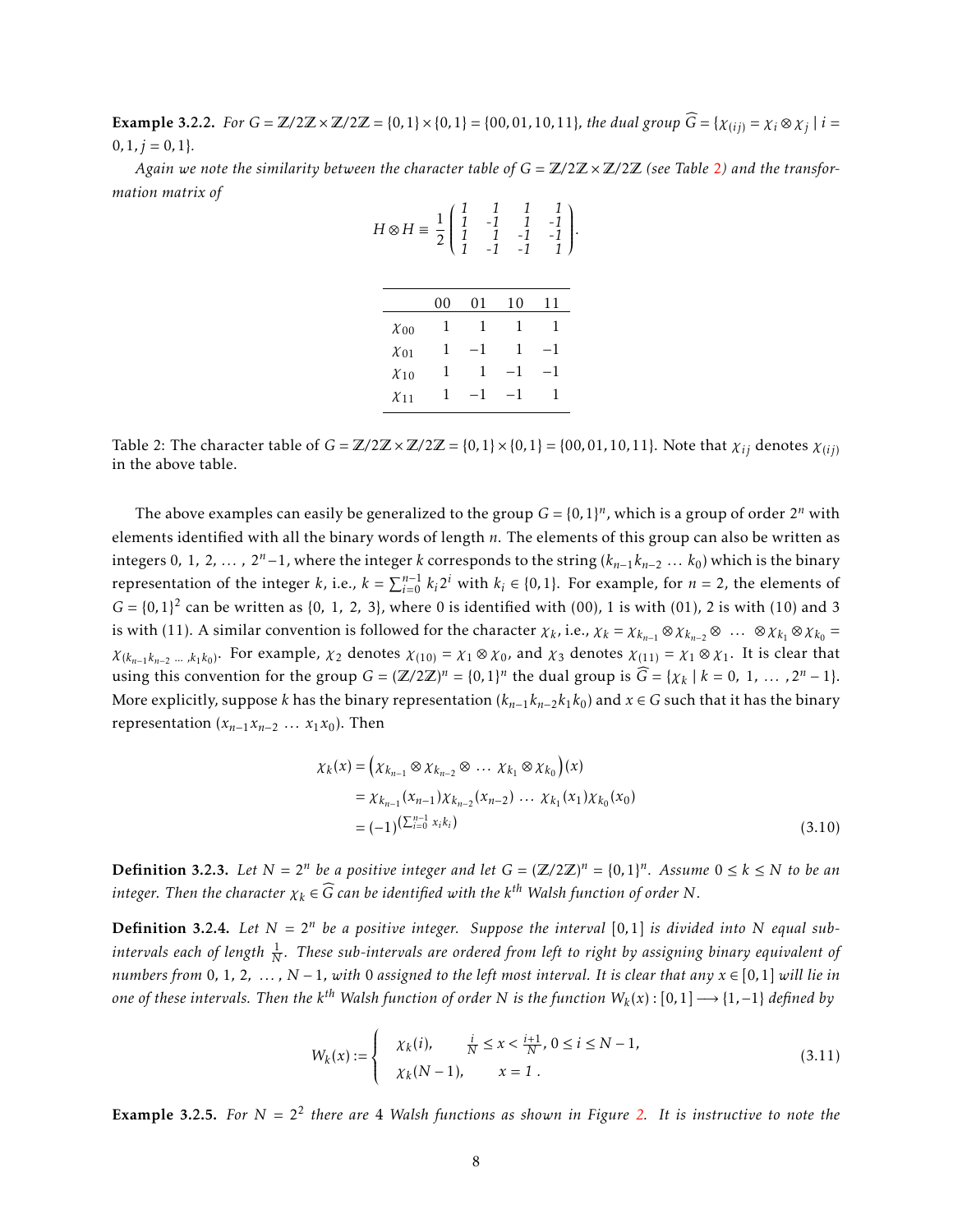**Example 3.2.2.** *For $G = \mathbb{Z}/2\mathbb{Z} \times \mathbb{Z}/2\mathbb{Z} = \{0,1\} \times \{0,1\} = \{00, 01, 10, 11\}$, the dual group $\widehat{G} = \{\chi_{(ij)} = \chi_i \otimes \chi_j \mid i = 0,1, j = 0,1\}$.*

*Again we note the similarity between the character table of $G = \mathbb{Z}/2\mathbb{Z} \times \mathbb{Z}/2\mathbb{Z}$ (see Table 2) and the transformation matrix of*

$$H \otimes H \equiv \frac{1}{2} \begin{pmatrix} 1 & 1 & 1 & 1 \\ 1 & -1 & 1 & -1 \\ 1 & 1 & -1 & -1 \\ 1 & -1 & -1 & 1 \end{pmatrix}.$$

| | 00 | 01 | 10 | 11 |
|---|---|---|---|---|
| $\chi_{00}$ | 1 | 1 | 1 | 1 |
| $\chi_{01}$ | 1 | −1 | 1 | −1 |
| $\chi_{10}$ | 1 | 1 | −1 | −1 |
| $\chi_{11}$ | 1 | −1 | −1 | 1 |

Table 2: The character table of $G = \mathbb{Z}/2\mathbb{Z} \times \mathbb{Z}/2\mathbb{Z} = \{0,1\} \times \{0,1\} = \{00, 01, 10, 11\}$. Note that $\chi_{ij}$ denotes $\chi_{(ij)}$ in the above table.

The above examples can easily be generalized to the group $G = \{0,1\}^n$, which is a group of order $2^n$ with elements identified with all the binary words of length $n$. The elements of this group can also be written as integers $0, 1, 2, \ldots, 2^n - 1$, where the integer $k$ corresponds to the string $(k_{n-1}k_{n-2} \ldots k_0)$ which is the binary representation of the integer $k$, i.e., $k = \sum_{i=0}^{n-1} k_i 2^i$ with $k_i \in \{0,1\}$. For example, for $n = 2$, the elements of $G = \{0,1\}^2$ can be written as $\{0, 1, 2, 3\}$, where 0 is identified with (00), 1 is with (01), 2 is with (10) and 3 is with (11). A similar convention is followed for the character $\chi_k$, i.e., $\chi_k = \chi_{k_{n-1}} \otimes \chi_{k_{n-2}} \otimes \ldots \otimes \chi_{k_1} \otimes \chi_{k_0} = \chi_{(k_{n-1}k_{n-2} \ldots, k_1 k_0)}$. For example, $\chi_2$ denotes $\chi_{(10)} = \chi_1 \otimes \chi_0$, and $\chi_3$ denotes $\chi_{(11)} = \chi_1 \otimes \chi_1$. It is clear that using this convention for the group $G = (\mathbb{Z}/2\mathbb{Z})^n = \{0,1\}^n$ the dual group is $\widehat{G} = \{\chi_k \mid k = 0, 1, \ldots, 2^n - 1\}$. More explicitly, suppose $k$ has the binary representation $(k_{n-1}k_{n-2}k_1k_0)$ and $x \in G$ such that it has the binary representation $(x_{n-1}x_{n-2} \ldots x_1x_0)$. Then

$$\begin{aligned}
\chi_k(x) &= \left(\chi_{k_{n-1}} \otimes \chi_{k_{n-2}} \otimes \ldots \chi_{k_1} \otimes \chi_{k_0}\right)(x) \\
&= \chi_{k_{n-1}}(x_{n-1})\chi_{k_{n-2}}(x_{n-2}) \ldots \chi_{k_1}(x_1)\chi_{k_0}(x_0) \\
&= (-1)^{\left(\sum_{i=0}^{n-1} x_i k_i\right)}
\end{aligned} \tag{3.10}$$

**Definition 3.2.3.** *Let $N = 2^n$ be a positive integer and let $G = (\mathbb{Z}/2\mathbb{Z})^n = \{0,1\}^n$. Assume $0 \leq k \leq N$ to be an integer. Then the character $\chi_k \in \widehat{G}$ can be identified with the $k^{th}$ Walsh function of order $N$.*

**Definition 3.2.4.** *Let $N = 2^n$ be a positive integer. Suppose the interval $[0,1]$ is divided into $N$ equal sub-intervals each of length $\frac{1}{N}$. These sub-intervals are ordered from left to right by assigning binary equivalent of numbers from $0, 1, 2, \ldots, N-1$, with 0 assigned to the left most interval. It is clear that any $x \in [0,1]$ will lie in one of these intervals. Then the $k^{th}$ Walsh function of order N is the function $W_k(x) : [0,1] \longrightarrow \{1, -1\}$ defined by*

$$W_k(x) := \begin{cases} \chi_k(i), & \frac{i}{N} \leq x < \frac{i+1}{N}, \ 0 \leq i \leq N-1, \\ \chi_k(N-1), & x = 1 \ . \end{cases} \tag{3.11}$$

**Example 3.2.5.** *For $N = 2^2$ there are 4 Walsh functions as shown in Figure 2. It is instructive to note the*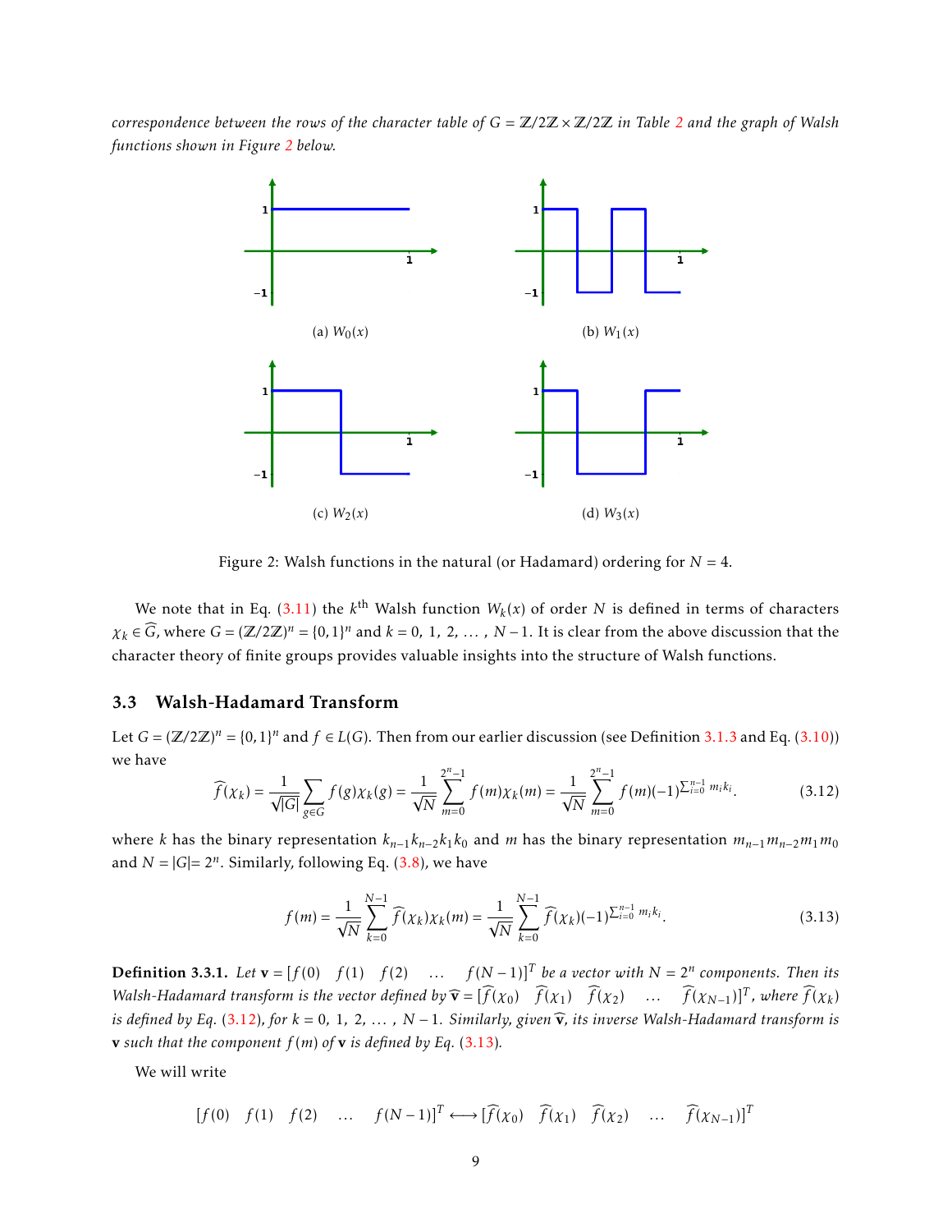*correspondence between the rows of the character table of $G = \mathbb{Z}/2\mathbb{Z} \times \mathbb{Z}/2\mathbb{Z}$ in Table 2 and the graph of Walsh functions shown in Figure 2 below.*

(a) $W_0(x)$

(b) $W_1(x)$

(c) $W_2(x)$

(d) $W_3(x)$

Figure 2: Walsh functions in the natural (or Hadamard) ordering for $N = 4$.

We note that in Eq. (3.11) the $k^{\text{th}}$ Walsh function $W_k(x)$ of order $N$ is defined in terms of characters $\chi_k \in \widehat{G}$, where $G = (\mathbb{Z}/2\mathbb{Z})^n = \{0,1\}^n$ and $k = 0, 1, 2, \ldots, N-1$. It is clear from the above discussion that the character theory of finite groups provides valuable insights into the structure of Walsh functions.

## 3.3 Walsh-Hadamard Transform

Let $G = (\mathbb{Z}/2\mathbb{Z})^n = \{0,1\}^n$ and $f \in L(G)$. Then from our earlier discussion (see Definition 3.1.3 and Eq. (3.10)) we have

$$\widehat{f}(\chi_k) = \frac{1}{\sqrt{|G|}} \sum_{g \in G} f(g)\chi_k(g) = \frac{1}{\sqrt{N}} \sum_{m=0}^{2^n-1} f(m)\chi_k(m) = \frac{1}{\sqrt{N}} \sum_{m=0}^{2^n-1} f(m)(-1)^{\sum_{i=0}^{n-1} m_i k_i}. \tag{3.12}$$

where $k$ has the binary representation $k_{n-1}k_{n-2}k_1k_0$ and $m$ has the binary representation $m_{n-1}m_{n-2}m_1m_0$ and $N = |G| = 2^n$. Similarly, following Eq. (3.8), we have

$$f(m) = \frac{1}{\sqrt{N}} \sum_{k=0}^{N-1} \widehat{f}(\chi_k)\chi_k(m) = \frac{1}{\sqrt{N}} \sum_{k=0}^{N-1} \widehat{f}(\chi_k)(-1)^{\sum_{i=0}^{n-1} m_i k_i}. \tag{3.13}$$

**Definition 3.3.1.** *Let $\mathbf{v} = [f(0) \quad f(1) \quad f(2) \quad \ldots \quad f(N-1)]^T$ be a vector with $N = 2^n$ components. Then its Walsh-Hadamard transform is the vector defined by $\widehat{\mathbf{v}} = [\widehat{f}(\chi_0) \quad \widehat{f}(\chi_1) \quad \widehat{f}(\chi_2) \quad \ldots \quad \widehat{f}(\chi_{N-1})]^T$, where $\widehat{f}(\chi_k)$ is defined by Eq. (3.12), for $k = 0, 1, 2, \ldots, N-1$. Similarly, given $\widehat{\mathbf{v}}$, its inverse Walsh-Hadamard transform is $\mathbf{v}$ such that the component $f(m)$ of $\mathbf{v}$ is defined by Eq. (3.13).*

We will write

$$[f(0) \quad f(1) \quad f(2) \quad \ldots \quad f(N-1)]^T \longleftrightarrow [\widehat{f}(\chi_0) \quad \widehat{f}(\chi_1) \quad \widehat{f}(\chi_2) \quad \ldots \quad \widehat{f}(\chi_{N-1})]^T$$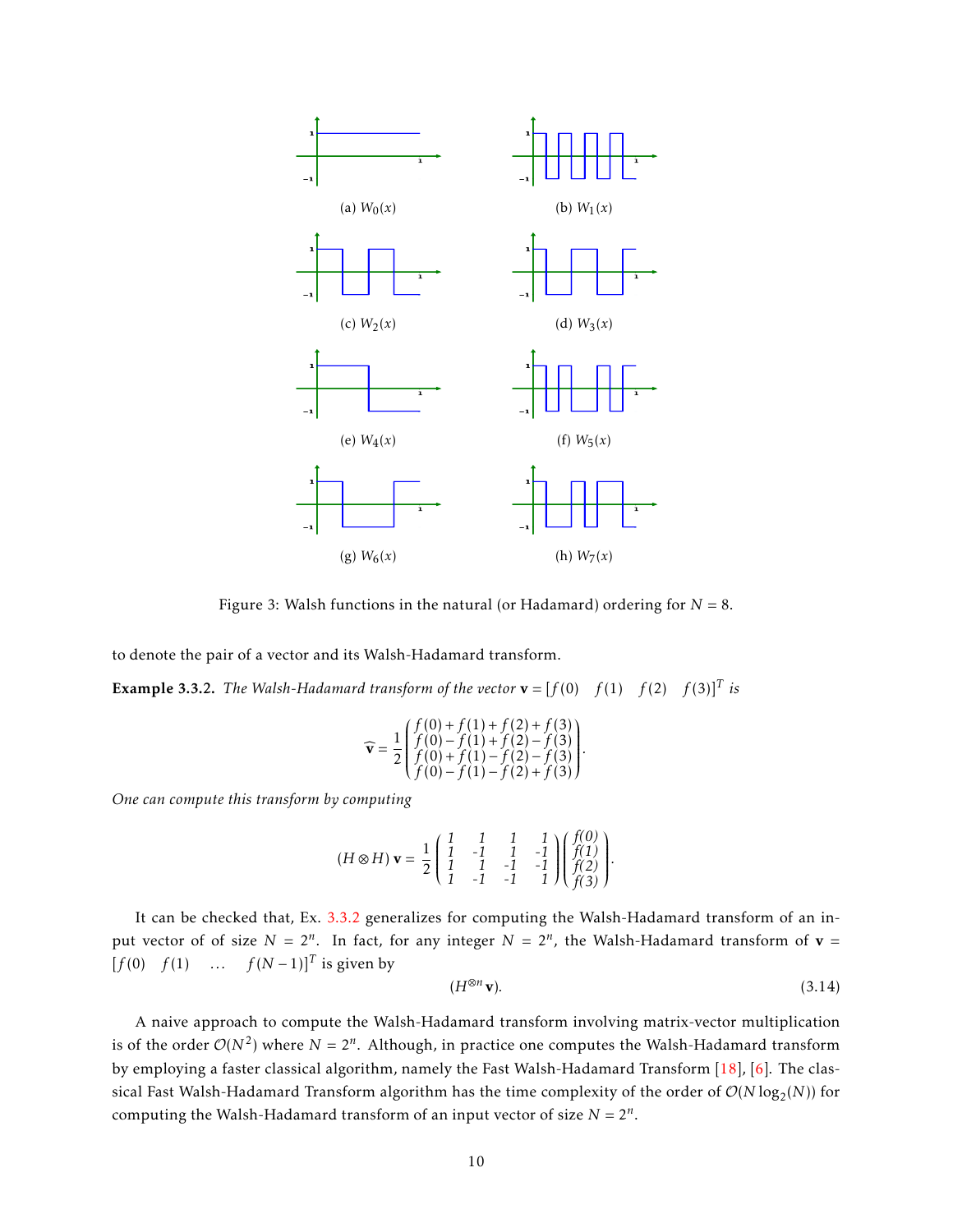(a) $W_0(x)$

(b) $W_1(x)$

(c) $W_2(x)$

(d) $W_3(x)$

(e) $W_4(x)$

(f) $W_5(x)$

(g) $W_6(x)$

(h) $W_7(x)$

Figure 3: Walsh functions in the natural (or Hadamard) ordering for $N = 8$.

to denote the pair of a vector and its Walsh-Hadamard transform.

**Example 3.3.2.** *The Walsh-Hadamard transform of the vector* $\mathbf{v} = [f(0) \quad f(1) \quad f(2) \quad f(3)]^T$ *is*

$$\widehat{\mathbf{v}} = \frac{1}{2}\begin{pmatrix} f(0)+f(1)+f(2)+f(3) \\ f(0)-f(1)+f(2)-f(3) \\ f(0)+f(1)-f(2)-f(3) \\ f(0)-f(1)-f(2)+f(3) \end{pmatrix}.$$

*One can compute this transform by computing*

$$(H \otimes H)\,\mathbf{v} = \frac{1}{2}\begin{pmatrix} 1 & 1 & 1 & 1 \\ 1 & -1 & 1 & -1 \\ 1 & 1 & -1 & -1 \\ 1 & -1 & -1 & 1 \end{pmatrix}\begin{pmatrix} f(0) \\ f(1) \\ f(2) \\ f(3) \end{pmatrix}.$$

It can be checked that, Ex. 3.3.2 generalizes for computing the Walsh-Hadamard transform of an input vector of of size $N = 2^n$. In fact, for any integer $N = 2^n$, the Walsh-Hadamard transform of $\mathbf{v} = [f(0) \quad f(1) \quad \ldots \quad f(N-1)]^T$ is given by

$$(H^{\otimes n}\,\mathbf{v}). \tag{3.14}$$

A naive approach to compute the Walsh-Hadamard transform involving matrix-vector multiplication is of the order $\mathcal{O}(N^2)$ where $N = 2^n$. Although, in practice one computes the Walsh-Hadamard transform by employing a faster classical algorithm, namely the Fast Walsh-Hadamard Transform [18], [6]. The classical Fast Walsh-Hadamard Transform algorithm has the time complexity of the order of $\mathcal{O}(N\log_2(N))$ for computing the Walsh-Hadamard transform of an input vector of size $N = 2^n$.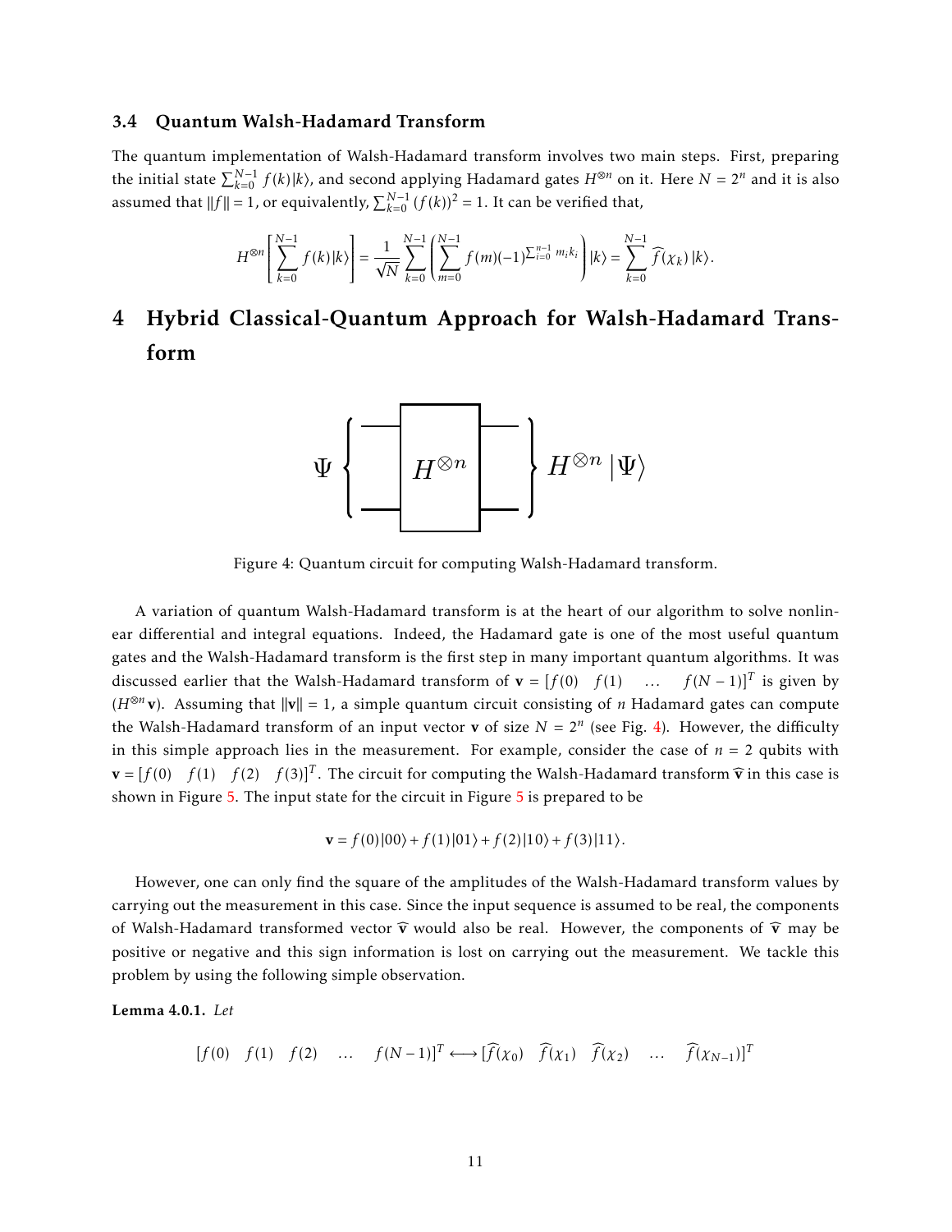### 3.4 Quantum Walsh-Hadamard Transform

The quantum implementation of Walsh-Hadamard transform involves two main steps. First, preparing the initial state $\sum_{k=0}^{N-1} f(k)|k\rangle$, and second applying Hadamard gates $H^{\otimes n}$ on it. Here $N = 2^n$ and it is also assumed that $\|f\| = 1$, or equivalently, $\sum_{k=0}^{N-1} (f(k))^2 = 1$. It can be verified that,

$$H^{\otimes n}\left[\sum_{k=0}^{N-1} f(k)|k\rangle\right] = \frac{1}{\sqrt{N}} \sum_{k=0}^{N-1}\left(\sum_{m=0}^{N-1} f(m)(-1)^{\sum_{i=0}^{n-1} m_i k_i}\right)|k\rangle = \sum_{k=0}^{N-1} \widehat{f}(\chi_k)\,|k\rangle.$$

# 4 Hybrid Classical-Quantum Approach for Walsh-Hadamard Transform

Figure 4: Quantum circuit for computing Walsh-Hadamard transform.

A variation of quantum Walsh-Hadamard transform is at the heart of our algorithm to solve nonlinear differential and integral equations. Indeed, the Hadamard gate is one of the most useful quantum gates and the Walsh-Hadamard transform is the first step in many important quantum algorithms. It was discussed earlier that the Walsh-Hadamard transform of $\mathbf{v} = [f(0) \quad f(1) \quad \ldots \quad f(N-1)]^T$ is given by $(H^{\otimes n}\mathbf{v})$. Assuming that $\|\mathbf{v}\| = 1$, a simple quantum circuit consisting of $n$ Hadamard gates can compute the Walsh-Hadamard transform of an input vector $\mathbf{v}$ of size $N = 2^n$ (see Fig. 4). However, the difficulty in this simple approach lies in the measurement. For example, consider the case of $n = 2$ qubits with $\mathbf{v} = [f(0) \quad f(1) \quad f(2) \quad f(3)]^T$. The circuit for computing the Walsh-Hadamard transform $\widehat{\mathbf{v}}$ in this case is shown in Figure 5. The input state for the circuit in Figure 5 is prepared to be

$$\mathbf{v} = f(0)|00\rangle + f(1)|01\rangle + f(2)|10\rangle + f(3)|11\rangle.$$

However, one can only find the square of the amplitudes of the Walsh-Hadamard transform values by carrying out the measurement in this case. Since the input sequence is assumed to be real, the components of Walsh-Hadamard transformed vector $\widehat{\mathbf{v}}$ would also be real. However, the components of $\widehat{\mathbf{v}}$ may be positive or negative and this sign information is lost on carrying out the measurement. We tackle this problem by using the following simple observation.

**Lemma 4.0.1.** *Let*

$$[f(0) \quad f(1) \quad f(2) \quad \ldots \quad f(N-1)]^T \longleftrightarrow [\widehat{f}(\chi_0) \quad \widehat{f}(\chi_1) \quad \widehat{f}(\chi_2) \quad \ldots \quad \widehat{f}(\chi_{N-1})]^T$$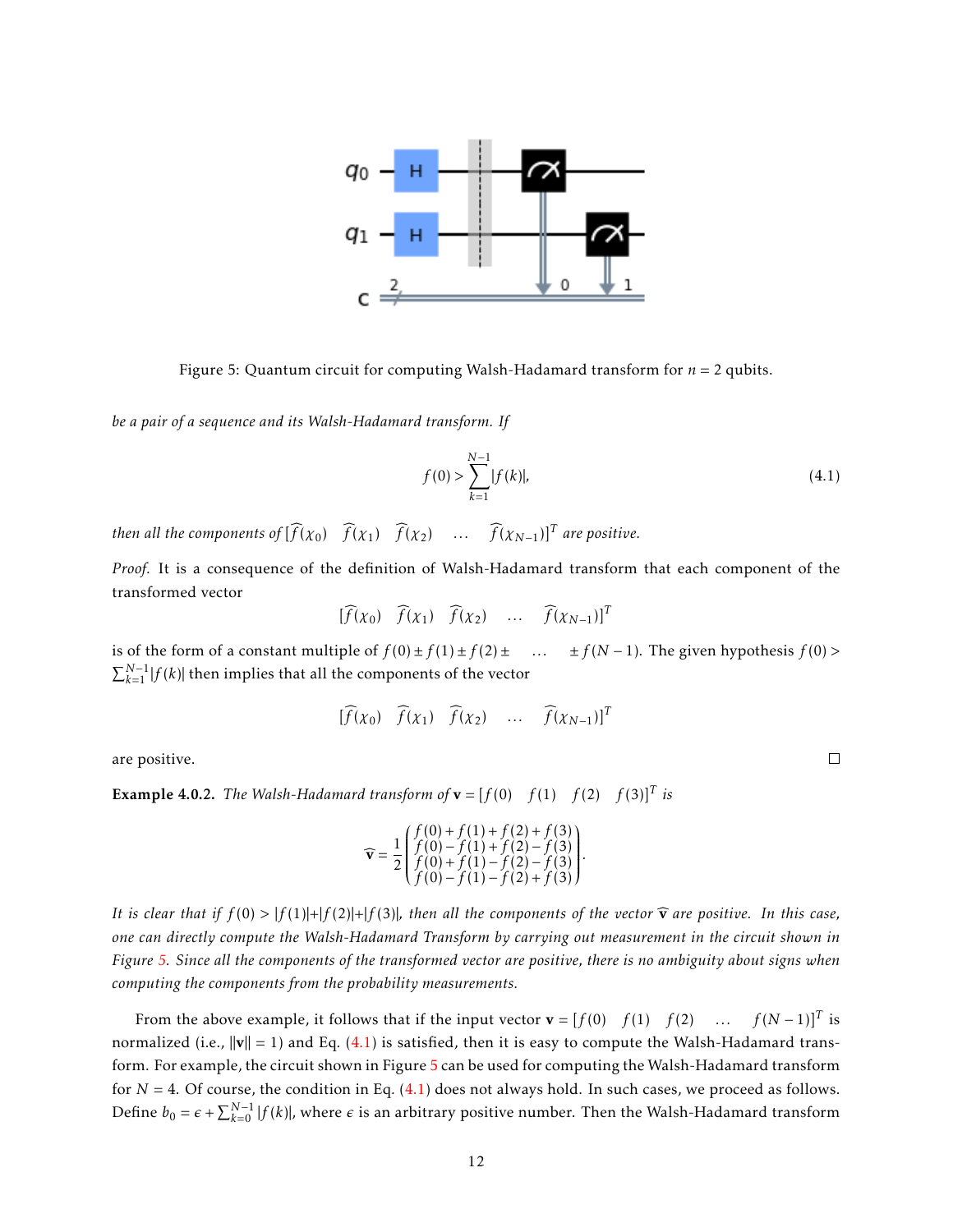Figure 5: Quantum circuit for computing Walsh-Hadamard transform for $n = 2$ qubits.

*be a pair of a sequence and its Walsh-Hadamard transform. If*

$$f(0) > \sum_{k=1}^{N-1} |f(k)|, \tag{4.1}$$

*then all the components of* $[\widehat{f}(\chi_0) \quad \widehat{f}(\chi_1) \quad \widehat{f}(\chi_2) \quad \ldots \quad \widehat{f}(\chi_{N-1})]^T$ *are positive.*

*Proof.* It is a consequence of the definition of Walsh-Hadamard transform that each component of the transformed vector

$$[\widehat{f}(\chi_0) \quad \widehat{f}(\chi_1) \quad \widehat{f}(\chi_2) \quad \ldots \quad \widehat{f}(\chi_{N-1})]^T$$

is of the form of a constant multiple of $f(0) \pm f(1) \pm f(2) \pm \quad \ldots \quad \pm f(N-1)$. The given hypothesis $f(0) > \sum_{k=1}^{N-1} |f(k)|$ then implies that all the components of the vector

$$[\widehat{f}(\chi_0) \quad \widehat{f}(\chi_1) \quad \widehat{f}(\chi_2) \quad \ldots \quad \widehat{f}(\chi_{N-1})]^T$$

are positive. $\square$

**Example 4.0.2.** *The Walsh-Hadamard transform of* $\mathbf{v} = [f(0) \quad f(1) \quad f(2) \quad f(3)]^T$ *is*

$$\widehat{\mathbf{v}} = \frac{1}{2} \begin{pmatrix} f(0) + f(1) + f(2) + f(3) \\ f(0) - f(1) + f(2) - f(3) \\ f(0) + f(1) - f(2) - f(3) \\ f(0) - f(1) - f(2) + f(3) \end{pmatrix}.$$

*It is clear that if* $f(0) > |f(1)| + |f(2)| + |f(3)|$*, then all the components of the vector* $\widehat{\mathbf{v}}$ *are positive. In this case, one can directly compute the Walsh-Hadamard Transform by carrying out measurement in the circuit shown in Figure 5. Since all the components of the transformed vector are positive, there is no ambiguity about signs when computing the components from the probability measurements.*

From the above example, it follows that if the input vector $\mathbf{v} = [f(0) \quad f(1) \quad f(2) \quad \ldots \quad f(N-1)]^T$ is normalized (i.e., $\|\mathbf{v}\| = 1$) and Eq. (4.1) is satisfied, then it is easy to compute the Walsh-Hadamard transform. For example, the circuit shown in Figure 5 can be used for computing the Walsh-Hadamard transform for $N = 4$. Of course, the condition in Eq. (4.1) does not always hold. In such cases, we proceed as follows. Define $b_0 = \epsilon + \sum_{k=0}^{N-1} |f(k)|$, where $\epsilon$ is an arbitrary positive number. Then the Walsh-Hadamard transform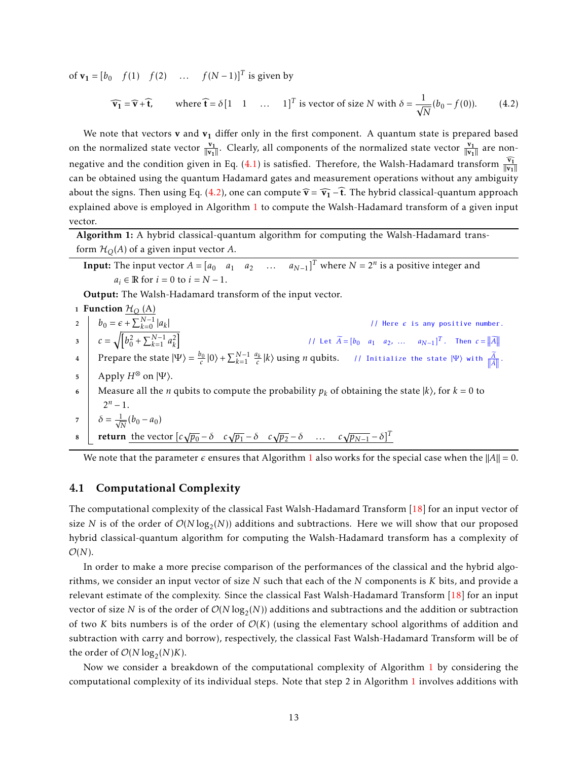of $\mathbf{v_1} = [b_0 \quad f(1) \quad f(2) \quad \ldots \quad f(N-1)]^T$ is given by

$$\widehat{\mathbf{v_1}} = \widehat{\mathbf{v}} + \widehat{\mathbf{t}}, \qquad \text{where } \widehat{\mathbf{t}} = \delta[1 \quad 1 \quad \ldots \quad 1]^T \text{ is vector of size } N \text{ with } \delta = \frac{1}{\sqrt{N}}(b_0 - f(0)). \tag{4.2}$$

We note that vectors $\mathbf{v}$ and $\mathbf{v_1}$ differ only in the first component. A quantum state is prepared based on the normalized state vector $\frac{\mathbf{v_1}}{\|\mathbf{v_1}\|}$. Clearly, all components of the normalized state vector $\frac{\mathbf{v_1}}{\|\mathbf{v_1}\|}$ are non-negative and the condition given in Eq. (4.1) is satisfied. Therefore, the Walsh-Hadamard transform $\frac{\widehat{\mathbf{v_1}}}{\|\mathbf{v_1}\|}$ can be obtained using the quantum Hadamard gates and measurement operations without any ambiguity about the signs. Then using Eq. (4.2), one can compute $\widehat{\mathbf{v}} = \widehat{\mathbf{v_1}} - \widehat{\mathbf{t}}$. The hybrid classical-quantum approach explained above is employed in Algorithm 1 to compute the Walsh-Hadamard transform of a given input vector.

---

**Algorithm 1:** A hybrid classical-quantum algorithm for computing the Walsh-Hadamard transform $\mathcal{H}_Q(A)$ of a given input vector $A$.

---

**Input:** The input vector $A = [a_0 \quad a_1 \quad a_2 \quad \ldots \quad a_{N-1}]^T$ where $N = 2^n$ is a positive integer and $a_i \in \mathbb{R}$ for $i = 0$ to $i = N-1$.

**Output:** The Walsh-Hadamard transform of the input vector.

```
1  Function H_Q (A)
2      b_0 = ε + Σ_{k=0}^{N-1} |a_k|                          // Here ε is any positive number.
3      c = sqrt([b_0^2 + Σ_{k=1}^{N-1} a_k^2])                 // Let Ã = [b_0  a_1  a_2, ...  a_{N-1}]^T. Then c = ||Ã||
4      Prepare the state |Ψ⟩ = (b_0/c)|0⟩ + Σ_{k=1}^{N-1} (a_k/c)|k⟩ using n qubits.   // Initialize the state |Ψ⟩ with Ã/||Ã||.
5      Apply H^⊗ on |Ψ⟩.
6      Measure all the n qubits to compute the probability p_k of obtaining the state |k⟩, for k = 0 to
       2^n − 1.
7      δ = (1/√N)(b_0 − a_0)
8      return the vector [c√p_0 − δ   c√p_1 − δ   c√p_2 − δ   ...   c√p_{N−1} − δ]^T
```

---

We note that the parameter $\epsilon$ ensures that Algorithm 1 also works for the special case when the $\|A\| = 0$.

## 4.1 Computational Complexity

The computational complexity of the classical Fast Walsh-Hadamard Transform [18] for an input vector of size $N$ is of the order of $\mathcal{O}(N\log_2(N))$ additions and subtractions. Here we will show that our proposed hybrid classical-quantum algorithm for computing the Walsh-Hadamard transform has a complexity of $\mathcal{O}(N)$.

In order to make a more precise comparison of the performances of the classical and the hybrid algorithms, we consider an input vector of size $N$ such that each of the $N$ components is $K$ bits, and provide a relevant estimate of the complexity. Since the classical Fast Walsh-Hadamard Transform [18] for an input vector of size $N$ is of the order of $\mathcal{O}(N\log_2(N))$ additions and subtractions and the addition or subtraction of two $K$ bits numbers is of the order of $\mathcal{O}(K)$ (using the elementary school algorithms of addition and subtraction with carry and borrow), respectively, the classical Fast Walsh-Hadamard Transform will be of the order of $\mathcal{O}(N\log_2(N)K)$.

Now we consider a breakdown of the computational complexity of Algorithm 1 by considering the computational complexity of its individual steps. Note that step 2 in Algorithm 1 involves additions with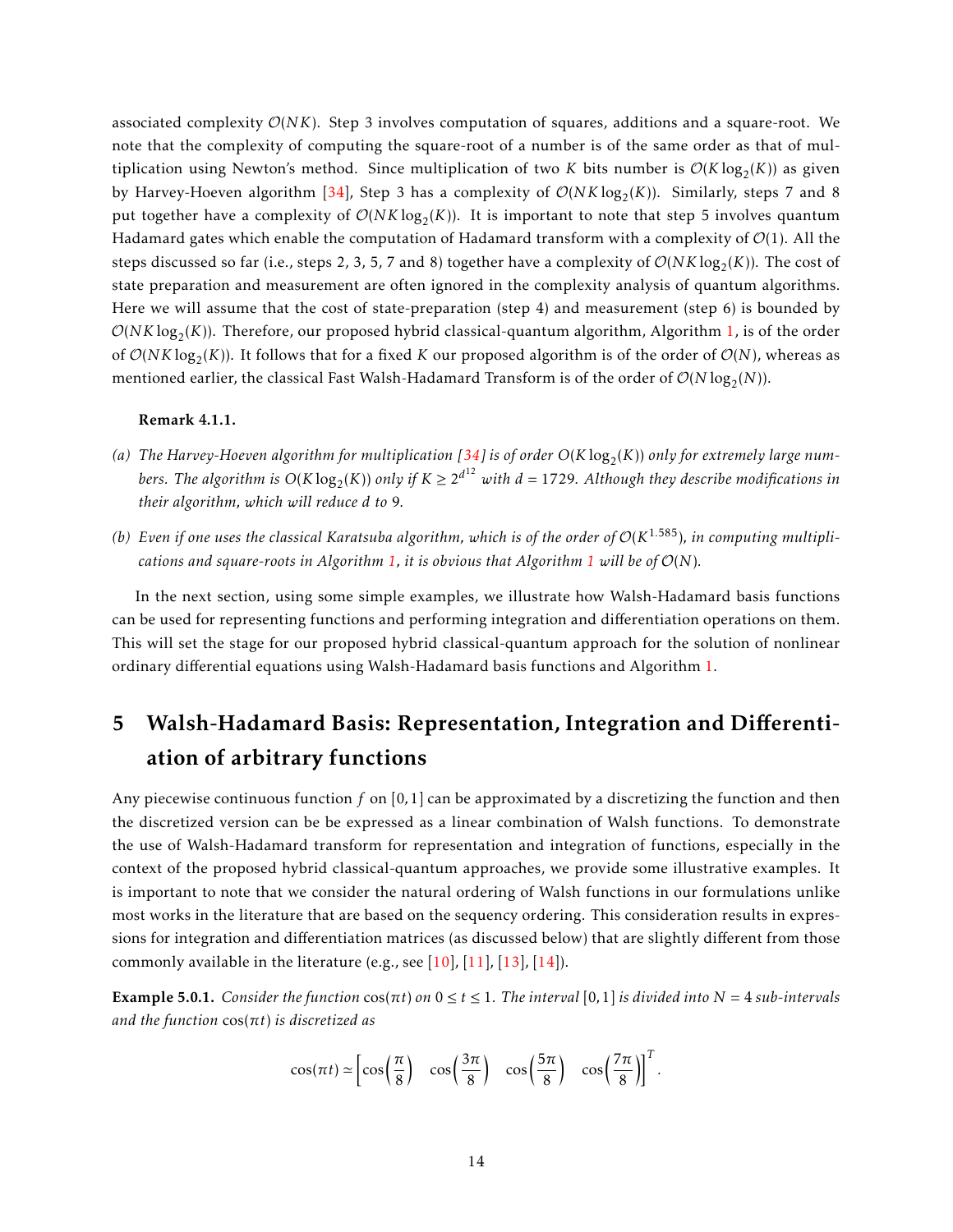associated complexity $\mathcal{O}(NK)$. Step 3 involves computation of squares, additions and a square-root. We note that the complexity of computing the square-root of a number is of the same order as that of multiplication using Newton's method. Since multiplication of two $K$ bits number is $\mathcal{O}(K\log_2(K))$ as given by Harvey-Hoeven algorithm [34], Step 3 has a complexity of $\mathcal{O}(NK\log_2(K))$. Similarly, steps 7 and 8 put together have a complexity of $\mathcal{O}(NK\log_2(K))$. It is important to note that step 5 involves quantum Hadamard gates which enable the computation of Hadamard transform with a complexity of $\mathcal{O}(1)$. All the steps discussed so far (i.e., steps 2, 3, 5, 7 and 8) together have a complexity of $\mathcal{O}(NK\log_2(K))$. The cost of state preparation and measurement are often ignored in the complexity analysis of quantum algorithms. Here we will assume that the cost of state-preparation (step 4) and measurement (step 6) is bounded by $\mathcal{O}(NK\log_2(K))$. Therefore, our proposed hybrid classical-quantum algorithm, Algorithm 1, is of the order of $\mathcal{O}(NK\log_2(K))$. It follows that for a fixed $K$ our proposed algorithm is of the order of $\mathcal{O}(N)$, whereas as mentioned earlier, the classical Fast Walsh-Hadamard Transform is of the order of $\mathcal{O}(N\log_2(N))$.

**Remark 4.1.1.**

*(a) The Harvey-Hoeven algorithm for multiplication [34] is of order $O(K\log_2(K))$ only for extremely large numbers. The algorithm is $O(K\log_2(K))$ only if $K \geq 2^{d^{12}}$ with $d = 1729$. Although they describe modifications in their algorithm, which will reduce $d$ to 9.*

*(b) Even if one uses the classical Karatsuba algorithm, which is of the order of $\mathcal{O}(K^{1.585})$, in computing multiplications and square-roots in Algorithm 1, it is obvious that Algorithm 1 will be of $\mathcal{O}(N)$.*

In the next section, using some simple examples, we illustrate how Walsh-Hadamard basis functions can be used for representing functions and performing integration and differentiation operations on them. This will set the stage for our proposed hybrid classical-quantum approach for the solution of nonlinear ordinary differential equations using Walsh-Hadamard basis functions and Algorithm 1.

## 5 Walsh-Hadamard Basis: Representation, Integration and Differentiation of arbitrary functions

Any piecewise continuous function $f$ on $[0,1]$ can be approximated by a discretizing the function and then the discretized version can be be expressed as a linear combination of Walsh functions. To demonstrate the use of Walsh-Hadamard transform for representation and integration of functions, especially in the context of the proposed hybrid classical-quantum approaches, we provide some illustrative examples. It is important to note that we consider the natural ordering of Walsh functions in our formulations unlike most works in the literature that are based on the sequency ordering. This consideration results in expressions for integration and differentiation matrices (as discussed below) that are slightly different from those commonly available in the literature (e.g., see [10], [11], [13], [14]).

**Example 5.0.1.** *Consider the function $\cos(\pi t)$ on $0 \leq t \leq 1$. The interval $[0,1]$ is divided into $N = 4$ sub-intervals and the function $\cos(\pi t)$ is discretized as*

$$\cos(\pi t) \simeq \left[\cos\left(\frac{\pi}{8}\right) \quad \cos\left(\frac{3\pi}{8}\right) \quad \cos\left(\frac{5\pi}{8}\right) \quad \cos\left(\frac{7\pi}{8}\right)\right]^T.$$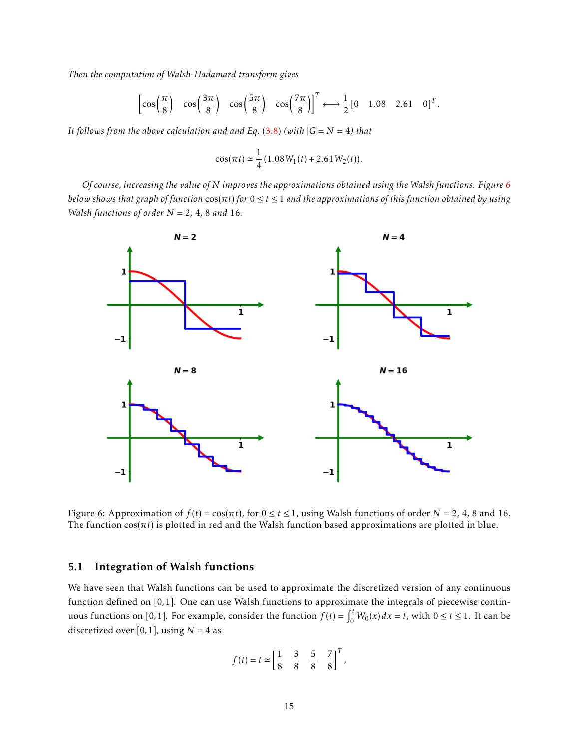*Then the computation of Walsh-Hadamard transform gives*

$$\left[\cos\left(\frac{\pi}{8}\right) \quad \cos\left(\frac{3\pi}{8}\right) \quad \cos\left(\frac{5\pi}{8}\right) \quad \cos\left(\frac{7\pi}{8}\right)\right]^T \longleftrightarrow \frac{1}{2}\left[0 \quad 1.08 \quad 2.61 \quad 0\right]^T.$$

*It follows from the above calculation and and Eq.* (3.8) *(with* $|G| = N = 4$*) that*

$$\cos(\pi t) \simeq \frac{1}{4}\left(1.08\, W_1(t) + 2.61\, W_2(t)\right).$$

*Of course, increasing the value of N improves the approximations obtained using the Walsh functions. Figure 6 below shows that graph of function* $\cos(\pi t)$ *for* $0 \le t \le 1$ *and the approximations of this function obtained by using Walsh functions of order* $N = 2,\ 4,\ 8$ *and* 16.

Figure 6: Approximation of $f(t) = \cos(\pi t)$, for $0 \le t \le 1$, using Walsh functions of order $N = 2,\ 4,\ 8$ and 16. The function $\cos(\pi t)$ is plotted in red and the Walsh function based approximations are plotted in blue.

## 5.1 Integration of Walsh functions

We have seen that Walsh functions can be used to approximate the discretized version of any continuous function defined on $[0, 1]$. One can use Walsh functions to approximate the integrals of piecewise continuous functions on $[0, 1]$. For example, consider the function $f(t) = \int_0^t W_0(x)\, dx = t$, with $0 \le t \le 1$. It can be discretized over $[0, 1]$, using $N = 4$ as

$$f(t) = t \simeq \left[\frac{1}{8} \quad \frac{3}{8} \quad \frac{5}{8} \quad \frac{7}{8}\right]^T,$$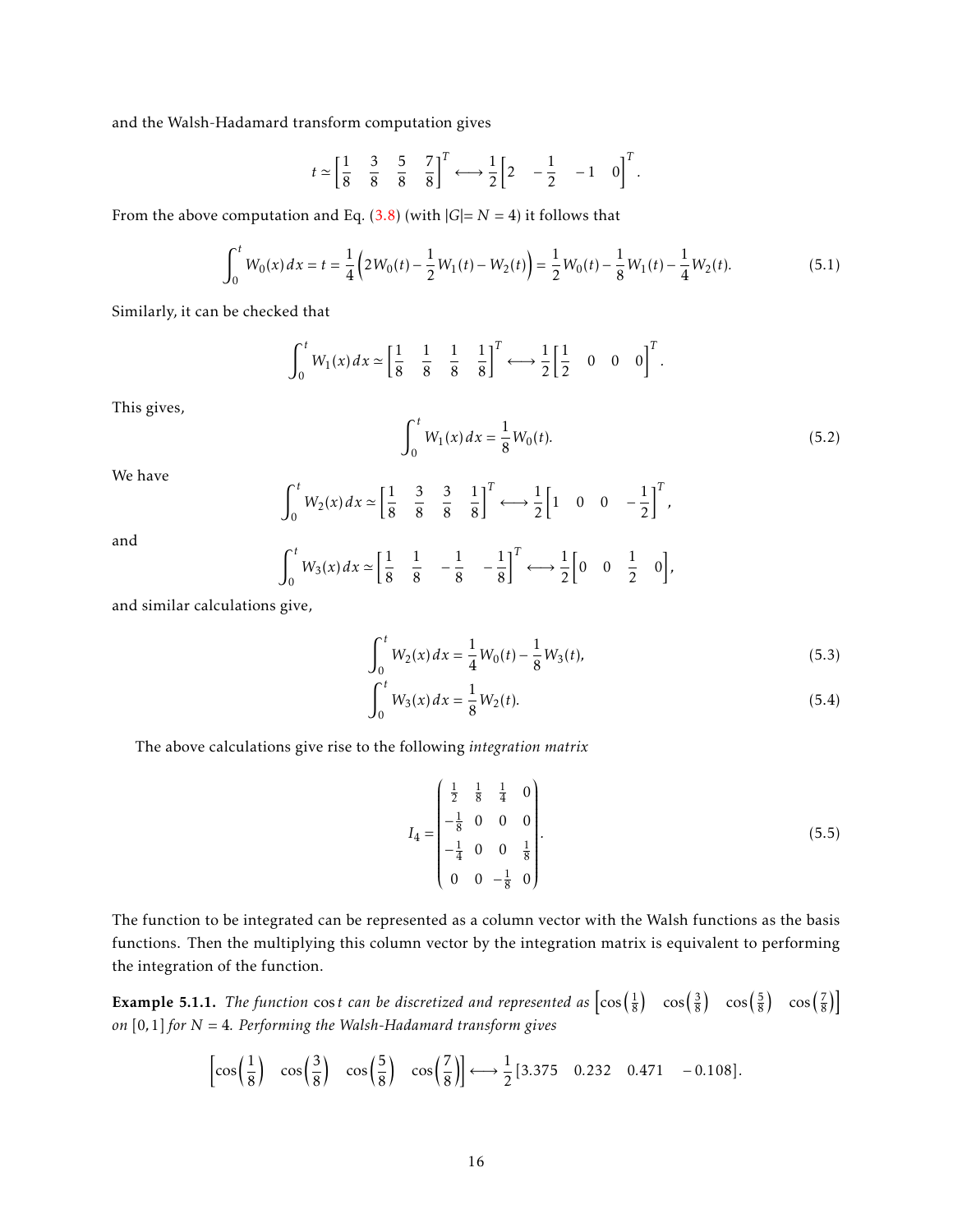and the Walsh-Hadamard transform computation gives

$$t \simeq \begin{bmatrix} \frac{1}{8} & \frac{3}{8} & \frac{5}{8} & \frac{7}{8} \end{bmatrix}^T \longleftrightarrow \frac{1}{2}\begin{bmatrix} 2 & -\frac{1}{2} & -1 & 0 \end{bmatrix}^T.$$

From the above computation and Eq. (3.8) (with $|G|= N = 4$) it follows that

$$\int_0^t W_0(x)\,dx = t = \frac{1}{4}\Big(2W_0(t) - \frac{1}{2}W_1(t) - W_2(t)\Big) = \frac{1}{2}W_0(t) - \frac{1}{8}W_1(t) - \frac{1}{4}W_2(t). \tag{5.1}$$

Similarly, it can be checked that

$$\int_0^t W_1(x)\,dx \simeq \begin{bmatrix} \frac{1}{8} & \frac{1}{8} & \frac{1}{8} & \frac{1}{8} \end{bmatrix}^T \longleftrightarrow \frac{1}{2}\begin{bmatrix} \frac{1}{2} & 0 & 0 & 0 \end{bmatrix}^T.$$

This gives,

$$\int_0^t W_1(x)\,dx = \frac{1}{8}W_0(t). \tag{5.2}$$

We have

$$\int_0^t W_2(x)\,dx \simeq \begin{bmatrix} \frac{1}{8} & \frac{3}{8} & \frac{3}{8} & \frac{1}{8} \end{bmatrix}^T \longleftrightarrow \frac{1}{2}\begin{bmatrix} 1 & 0 & 0 & -\frac{1}{2} \end{bmatrix}^T,$$

and

$$\int_0^t W_3(x)\,dx \simeq \begin{bmatrix} \frac{1}{8} & \frac{1}{8} & -\frac{1}{8} & -\frac{1}{8} \end{bmatrix}^T \longleftrightarrow \frac{1}{2}\begin{bmatrix} 0 & 0 & \frac{1}{2} & 0 \end{bmatrix},$$

and similar calculations give,

$$\int_0^t W_2(x)\,dx = \frac{1}{4}W_0(t) - \frac{1}{8}W_3(t), \tag{5.3}$$

$$\int_0^t W_3(x)\,dx = \frac{1}{8}W_2(t). \tag{5.4}$$

The above calculations give rise to the following *integration matrix*

$$I_4 = \begin{pmatrix} \frac{1}{2} & \frac{1}{8} & \frac{1}{4} & 0 \\ -\frac{1}{8} & 0 & 0 & 0 \\ -\frac{1}{4} & 0 & 0 & \frac{1}{8} \\ 0 & 0 & -\frac{1}{8} & 0 \end{pmatrix}. \tag{5.5}$$

The function to be integrated can be represented as a column vector with the Walsh functions as the basis functions. Then the multiplying this column vector by the integration matrix is equivalent to performing the integration of the function.

**Example 5.1.1.** *The function* $\cos t$ *can be discretized and represented as* $\begin{bmatrix} \cos\left(\frac{1}{8}\right) & \cos\left(\frac{3}{8}\right) & \cos\left(\frac{5}{8}\right) & \cos\left(\frac{7}{8}\right) \end{bmatrix}$ *on* $[0,1]$ *for* $N = 4$*. Performing the Walsh-Hadamard transform gives*

$$\begin{bmatrix} \cos\left(\frac{1}{8}\right) & \cos\left(\frac{3}{8}\right) & \cos\left(\frac{5}{8}\right) & \cos\left(\frac{7}{8}\right) \end{bmatrix} \longleftrightarrow \frac{1}{2}[3.375 \quad 0.232 \quad 0.471 \quad -0.108].$$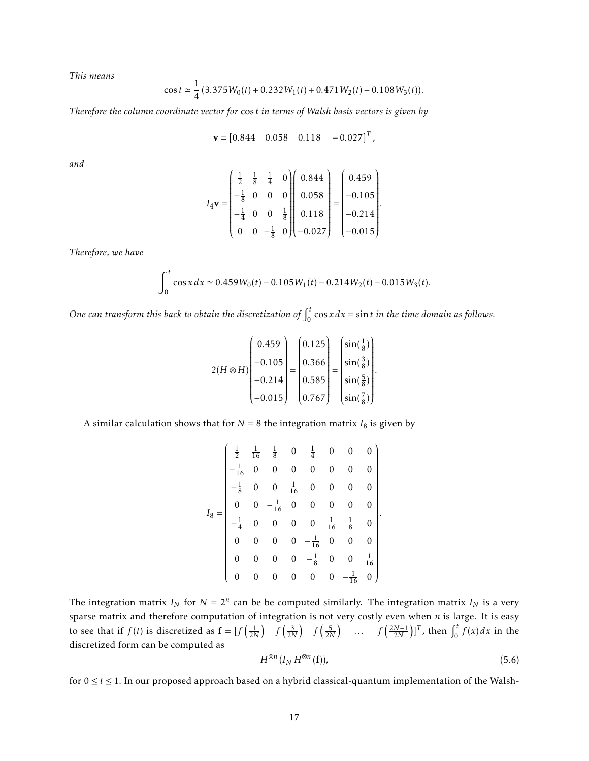*This means*

$$\cos t \simeq \frac{1}{4}\left(3.375W_0(t) + 0.232W_1(t) + 0.471W_2(t) - 0.108W_3(t)\right).$$

*Therefore the column coordinate vector for* $\cos t$ *in terms of Walsh basis vectors is given by*

$$\mathbf{v} = [0.844 \quad 0.058 \quad 0.118 \quad -0.027]^T,$$

*and*

$$I_4\mathbf{v} = \begin{pmatrix} \frac{1}{2} & \frac{1}{8} & \frac{1}{4} & 0 \\ -\frac{1}{8} & 0 & 0 & 0 \\ -\frac{1}{4} & 0 & 0 & \frac{1}{8} \\ 0 & 0 & -\frac{1}{8} & 0 \end{pmatrix}\begin{pmatrix} 0.844 \\ 0.058 \\ 0.118 \\ -0.027 \end{pmatrix} = \begin{pmatrix} 0.459 \\ -0.105 \\ -0.214 \\ -0.015 \end{pmatrix}.$$

*Therefore, we have*

$$\int_0^t \cos x\,dx \simeq 0.459W_0(t) - 0.105W_1(t) - 0.214W_2(t) - 0.015W_3(t).$$

*One can transform this back to obtain the discretization of* $\int_0^t \cos x\,dx = \sin t$ *in the time domain as follows.*

$$2(H\otimes H)\begin{pmatrix} 0.459 \\ -0.105 \\ -0.214 \\ -0.015 \end{pmatrix} = \begin{pmatrix} 0.125 \\ 0.366 \\ 0.585 \\ 0.767 \end{pmatrix} = \begin{pmatrix} \sin(\frac{1}{8}) \\ \sin(\frac{3}{8}) \\ \sin(\frac{5}{8}) \\ \sin(\frac{7}{8}) \end{pmatrix}.$$

A similar calculation shows that for $N = 8$ the integration matrix $I_8$ is given by

$$I_8 = \begin{pmatrix} \frac{1}{2} & \frac{1}{16} & \frac{1}{8} & 0 & \frac{1}{4} & 0 & 0 & 0 \\ -\frac{1}{16} & 0 & 0 & 0 & 0 & 0 & 0 & 0 \\ -\frac{1}{8} & 0 & 0 & \frac{1}{16} & 0 & 0 & 0 & 0 \\ 0 & 0 & -\frac{1}{16} & 0 & 0 & 0 & 0 & 0 \\ -\frac{1}{4} & 0 & 0 & 0 & 0 & \frac{1}{16} & \frac{1}{8} & 0 \\ 0 & 0 & 0 & 0 & -\frac{1}{16} & 0 & 0 & 0 \\ 0 & 0 & 0 & 0 & -\frac{1}{8} & 0 & 0 & \frac{1}{16} \\ 0 & 0 & 0 & 0 & 0 & 0 & -\frac{1}{16} & 0 \end{pmatrix}.$$

The integration matrix $I_N$ for $N = 2^n$ can be be computed similarly. The integration matrix $I_N$ is a very sparse matrix and therefore computation of integration is not very costly even when $n$ is large. It is easy to see that if $f(t)$ is discretized as $\mathbf{f} = [f\left(\frac{1}{2N}\right) \quad f\left(\frac{3}{2N}\right) \quad f\left(\frac{5}{2N}\right) \quad \ldots \quad f\left(\frac{2N-1}{2N}\right)]^T$, then $\int_0^t f(x)\,dx$ in the discretized form can be computed as

$$H^{\otimes n}\left(I_N\, H^{\otimes n}(\mathbf{f})\right), \tag{5.6}$$

for $0 \leq t \leq 1$. In our proposed approach based on a hybrid classical-quantum implementation of the Walsh-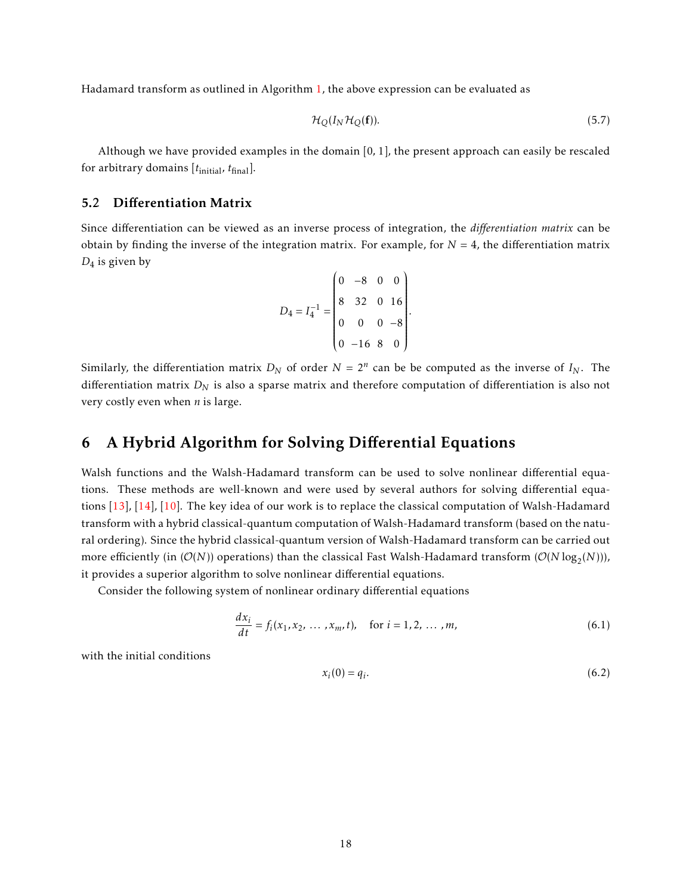Hadamard transform as outlined in Algorithm 1, the above expression can be evaluated as

$$\mathcal{H}_Q(I_N \mathcal{H}_Q(\mathbf{f})). \tag{5.7}$$

Although we have provided examples in the domain $[0, 1]$, the present approach can easily be rescaled for arbitrary domains $[t_{\text{initial}}, t_{\text{final}}]$.

## 5.2 Differentiation Matrix

Since differentiation can be viewed as an inverse process of integration, the *differentiation matrix* can be obtain by finding the inverse of the integration matrix. For example, for $N = 4$, the differentiation matrix $D_4$ is given by

$$D_4 = I_4^{-1} = \begin{pmatrix} 0 & -8 & 0 & 0 \\ 8 & 32 & 0 & 16 \\ 0 & 0 & 0 & -8 \\ 0 & -16 & 8 & 0 \end{pmatrix}.$$

Similarly, the differentiation matrix $D_N$ of order $N = 2^n$ can be be computed as the inverse of $I_N$. The differentiation matrix $D_N$ is also a sparse matrix and therefore computation of differentiation is also not very costly even when $n$ is large.

# 6 A Hybrid Algorithm for Solving Differential Equations

Walsh functions and the Walsh-Hadamard transform can be used to solve nonlinear differential equations. These methods are well-known and were used by several authors for solving differential equations [13], [14], [10]. The key idea of our work is to replace the classical computation of Walsh-Hadamard transform with a hybrid classical-quantum computation of Walsh-Hadamard transform (based on the natural ordering). Since the hybrid classical-quantum version of Walsh-Hadamard transform can be carried out more efficiently (in ($\mathcal{O}(N)$) operations) than the classical Fast Walsh-Hadamard transform ($\mathcal{O}(N \log_2(N))$), it provides a superior algorithm to solve nonlinear differential equations.

Consider the following system of nonlinear ordinary differential equations

$$\frac{dx_i}{dt} = f_i(x_1, x_2, \ldots, x_m, t), \quad \text{for } i = 1, 2, \ldots, m, \tag{6.1}$$

with the initial conditions

$$x_i(0) = q_i. \tag{6.2}$$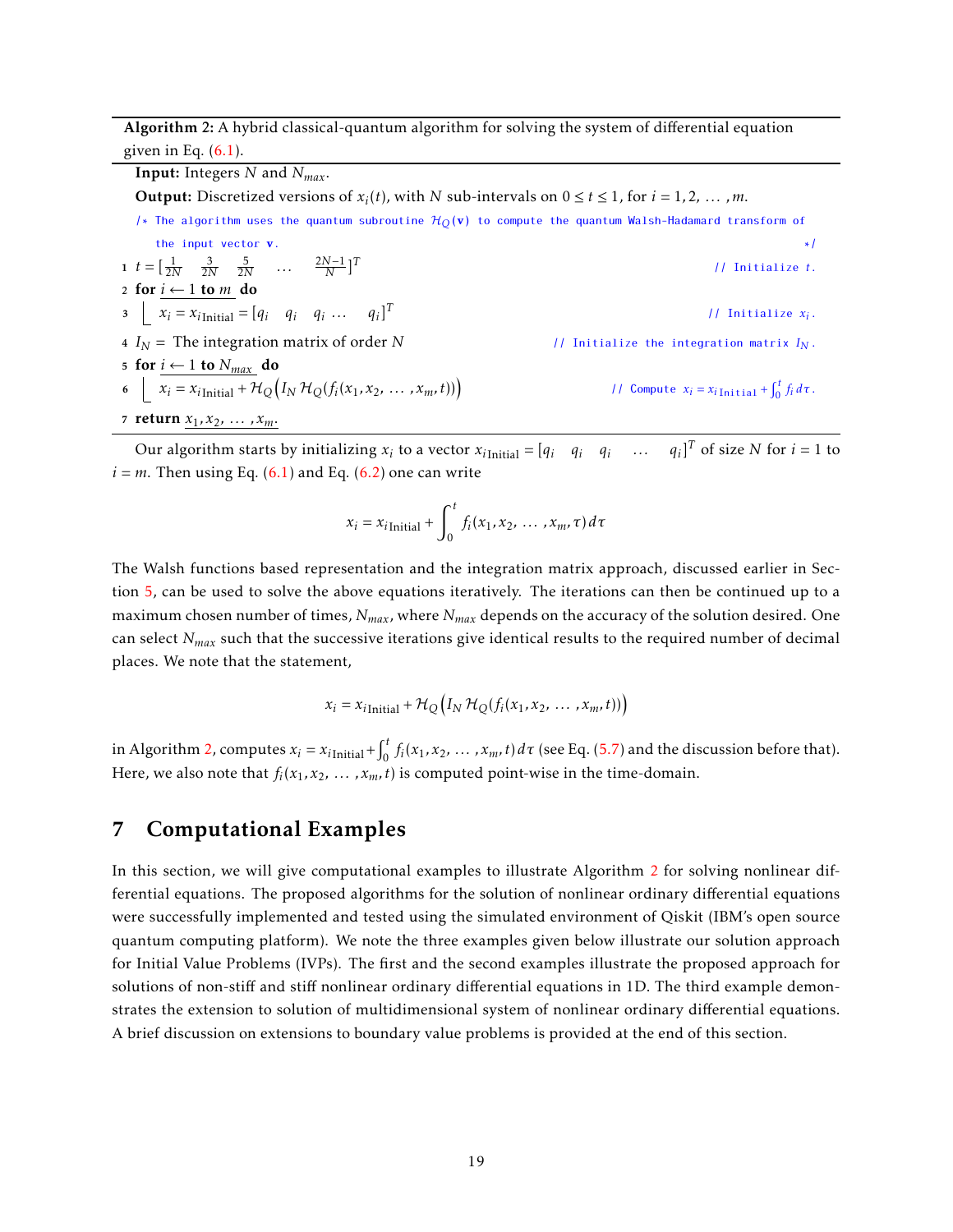**Algorithm 2:** A hybrid classical-quantum algorithm for solving the system of differential equation given in Eq. (6.1).

**Input:** Integers $N$ and $N_{max}$.

**Output:** Discretized versions of $x_i(t)$, with $N$ sub-intervals on $0 \le t \le 1$, for $i = 1, 2, \ldots, m$.

```
/* The algorithm uses the quantum subroutine H_Q(v) to compute the quantum Walsh-Hadamard transform of
   the input vector v.                                                                          */
1 t = [1/(2N)  3/(2N)  5/(2N)  ...  (2N-1)/N]^T                                  // Initialize t.
2 for i <- 1 to m do
3   | x_i = x_iInitial = [q_i  q_i  q_i  ...  q_i]^T                             // Initialize x_i.
4 I_N = The integration matrix of order N                  // Initialize the integration matrix I_N.
5 for i <- 1 to N_max do
6   | x_i = x_iInitial + H_Q( I_N H_Q( f_i(x_1, x_2, ..., x_m, t) ) )   // Compute x_i = x_iInitial + ∫_0^t f_i dτ.
7 return x_1, x_2, ..., x_m.
```

Our algorithm starts by initializing $x_i$ to a vector $x_{i\text{Initial}} = [q_i \quad q_i \quad q_i \quad \ldots \quad q_i]^T$ of size $N$ for $i = 1$ to $i = m$. Then using Eq. (6.1) and Eq. (6.2) one can write

$$x_i = x_{i\text{Initial}} + \int_0^t f_i(x_1, x_2, \ldots, x_m, \tau)\, d\tau$$

The Walsh functions based representation and the integration matrix approach, discussed earlier in Section 5, can be used to solve the above equations iteratively. The iterations can then be continued up to a maximum chosen number of times, $N_{max}$, where $N_{max}$ depends on the accuracy of the solution desired. One can select $N_{max}$ such that the successive iterations give identical results to the required number of decimal places. We note that the statement,

$$x_i = x_{i\text{Initial}} + \mathcal{H}_Q\big(I_N\, \mathcal{H}_Q(f_i(x_1, x_2, \ldots, x_m, t))\big)$$

in Algorithm 2, computes $x_i = x_{i\text{Initial}} + \int_0^t f_i(x_1, x_2, \ldots, x_m, t)\, d\tau$ (see Eq. (5.7) and the discussion before that). Here, we also note that $f_i(x_1, x_2, \ldots, x_m, t)$ is computed point-wise in the time-domain.

## 7 Computational Examples

In this section, we will give computational examples to illustrate Algorithm 2 for solving nonlinear differential equations. The proposed algorithms for the solution of nonlinear ordinary differential equations were successfully implemented and tested using the simulated environment of Qiskit (IBM's open source quantum computing platform). We note the three examples given below illustrate our solution approach for Initial Value Problems (IVPs). The first and the second examples illustrate the proposed approach for solutions of non-stiff and stiff nonlinear ordinary differential equations in 1D. The third example demonstrates the extension to solution of multidimensional system of nonlinear ordinary differential equations. A brief discussion on extensions to boundary value problems is provided at the end of this section.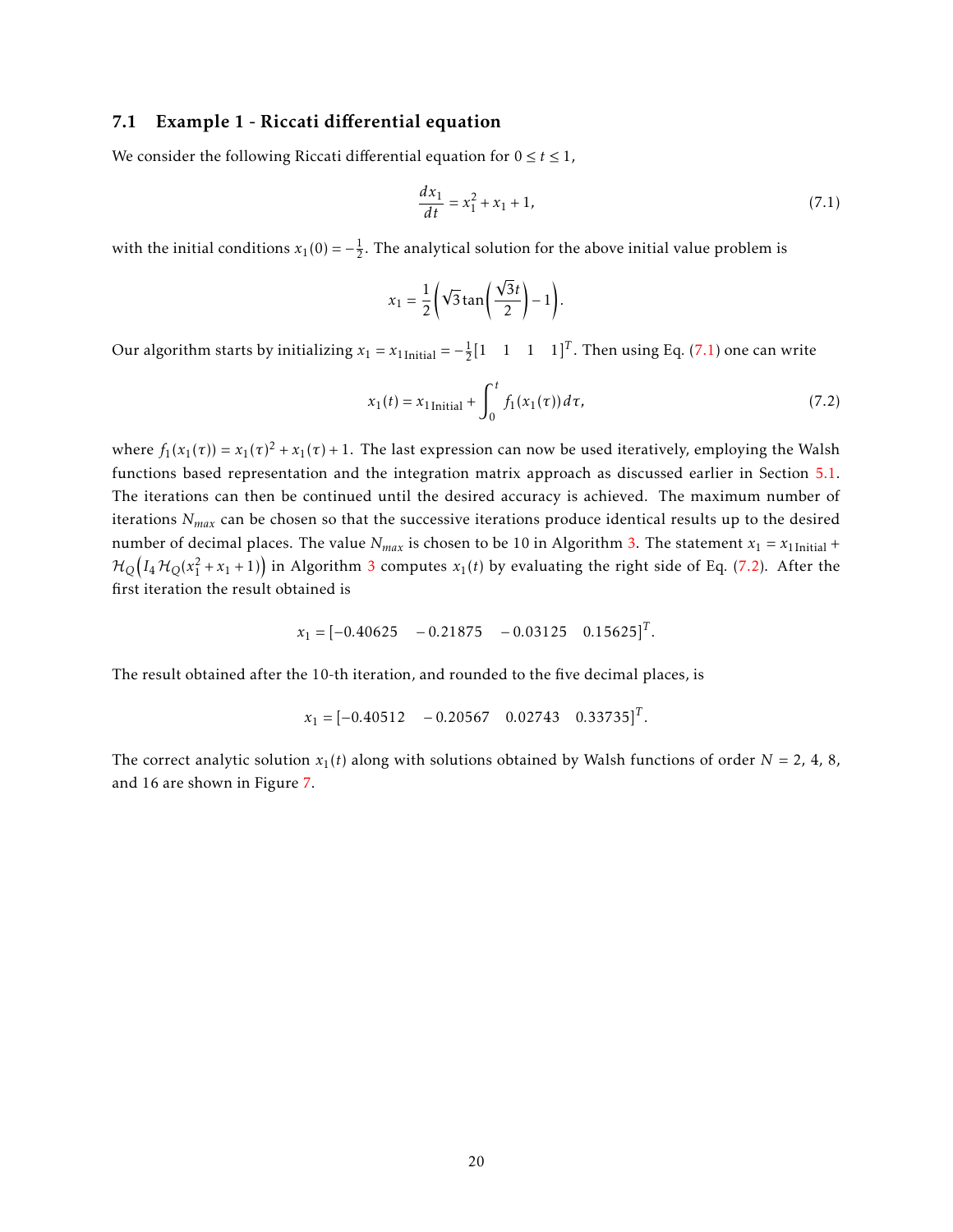### 7.1 Example 1 - Riccati differential equation

We consider the following Riccati differential equation for $0 \le t \le 1$,

$$\frac{dx_1}{dt} = x_1^2 + x_1 + 1, \tag{7.1}$$

with the initial conditions $x_1(0) = -\frac{1}{2}$. The analytical solution for the above initial value problem is

$$x_1 = \frac{1}{2}\left(\sqrt{3}\tan\left(\frac{\sqrt{3}t}{2}\right) - 1\right).$$

Our algorithm starts by initializing $x_1 = x_{1\,\text{Initial}} = -\frac{1}{2}[1 \quad 1 \quad 1 \quad 1]^T$. Then using Eq. (7.1) one can write

$$x_1(t) = x_{1\,\text{Initial}} + \int_0^t f_1(x_1(\tau))\,d\tau, \tag{7.2}$$

where $f_1(x_1(\tau)) = x_1(\tau)^2 + x_1(\tau) + 1$. The last expression can now be used iteratively, employing the Walsh functions based representation and the integration matrix approach as discussed earlier in Section 5.1. The iterations can then be continued until the desired accuracy is achieved. The maximum number of iterations $N_{max}$ can be chosen so that the successive iterations produce identical results up to the desired number of decimal places. The value $N_{max}$ is chosen to be 10 in Algorithm 3. The statement $x_1 = x_{1\,\text{Initial}} + \mathcal{H}_Q\big(I_4\,\mathcal{H}_Q(x_1^2 + x_1 + 1)\big)$ in Algorithm 3 computes $x_1(t)$ by evaluating the right side of Eq. (7.2). After the first iteration the result obtained is

$$x_1 = [-0.40625 \quad -0.21875 \quad -0.03125 \quad 0.15625]^T.$$

The result obtained after the 10-th iteration, and rounded to the five decimal places, is

$$x_1 = [-0.40512 \quad -0.20567 \quad 0.02743 \quad 0.33735]^T.$$

The correct analytic solution $x_1(t)$ along with solutions obtained by Walsh functions of order $N = 2$, 4, 8, and 16 are shown in Figure 7.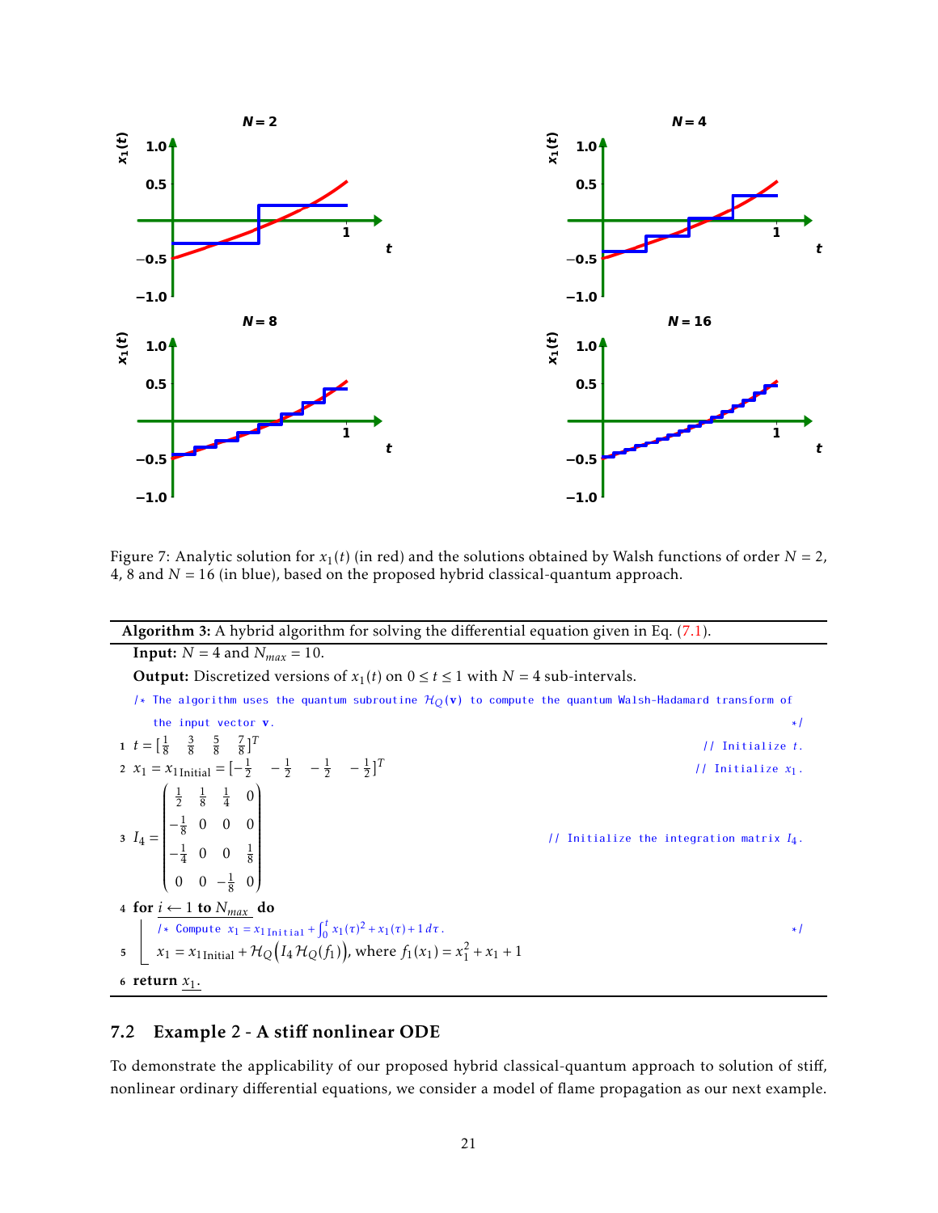Figure 7: Analytic solution for $x_1(t)$ (in red) and the solutions obtained by Walsh functions of order $N = 2$, 4, 8 and $N = 16$ (in blue), based on the proposed hybrid classical-quantum approach.

---

**Algorithm 3:** A hybrid algorithm for solving the differential equation given in Eq. (7.1).

**Input:** $N = 4$ and $N_{max} = 10$.

**Output:** Discretized versions of $x_1(t)$ on $0 \leq t \leq 1$ with $N = 4$ sub-intervals.

```
/* The algorithm uses the quantum subroutine H_Q(v) to compute the quantum Walsh-Hadamard transform of
   the input vector v.                                                                              */
```

1. $t = [\frac{1}{8} \quad \frac{3}{8} \quad \frac{5}{8} \quad \frac{7}{8}]^T$ &nbsp;&nbsp;&nbsp;&nbsp; `// Initialize t.`
2. $x_1 = x_{1\,\text{Initial}} = [-\frac{1}{2} \quad -\frac{1}{2} \quad -\frac{1}{2} \quad -\frac{1}{2}]^T$ &nbsp;&nbsp;&nbsp;&nbsp; `// Initialize x_1.`
3. $I_4 = \begin{pmatrix} \frac{1}{2} & \frac{1}{8} & \frac{1}{4} & 0 \\ -\frac{1}{8} & 0 & 0 & 0 \\ -\frac{1}{4} & 0 & 0 & \frac{1}{8} \\ 0 & 0 & -\frac{1}{8} & 0 \end{pmatrix}$ &nbsp;&nbsp;&nbsp;&nbsp; `// Initialize the integration matrix I_4.`
4. **for** $i \leftarrow 1$ **to** $N_{max}$ **do**
   - `/* Compute` $x_1 = x_{1\,\text{Initial}} + \int_0^t x_1(\tau)^2 + x_1(\tau) + 1\, d\tau$. `*/`
5. &nbsp;&nbsp;&nbsp;&nbsp; $x_1 = x_{1\,\text{Initial}} + \mathcal{H}_Q\big(I_4 \mathcal{H}_Q(f_1)\big)$, where $f_1(x_1) = x_1^2 + x_1 + 1$
6. **return** $x_1$.

---

## 7.2 Example 2 - A stiff nonlinear ODE

To demonstrate the applicability of our proposed hybrid classical-quantum approach to solution of stiff, nonlinear ordinary differential equations, we consider a model of flame propagation as our next example.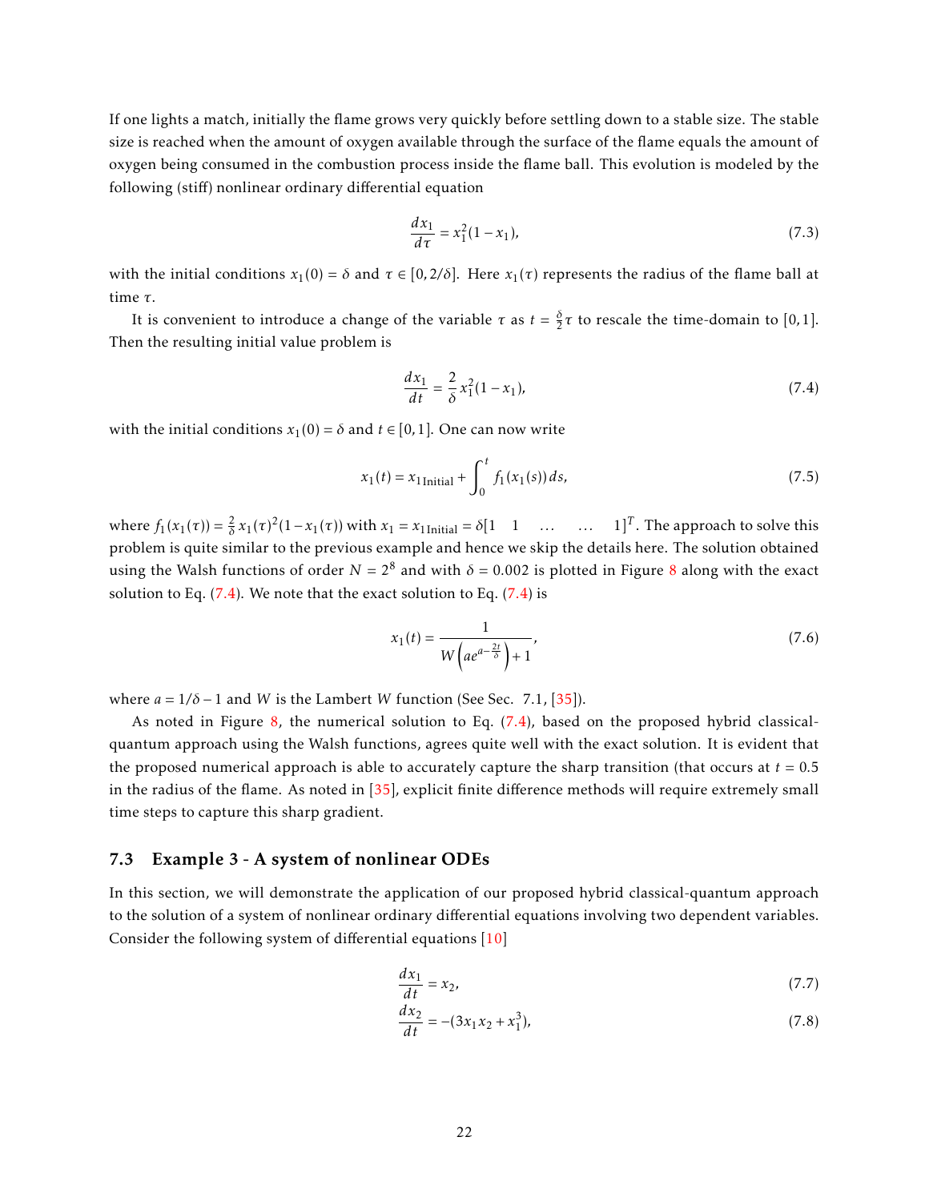If one lights a match, initially the flame grows very quickly before settling down to a stable size. The stable size is reached when the amount of oxygen available through the surface of the flame equals the amount of oxygen being consumed in the combustion process inside the flame ball. This evolution is modeled by the following (stiff) nonlinear ordinary differential equation

$$\frac{dx_1}{d\tau} = x_1^2(1 - x_1), \tag{7.3}$$

with the initial conditions $x_1(0) = \delta$ and $\tau \in [0, 2/\delta]$. Here $x_1(\tau)$ represents the radius of the flame ball at time $\tau$.

It is convenient to introduce a change of the variable $\tau$ as $t = \frac{\delta}{2}\tau$ to rescale the time-domain to $[0, 1]$. Then the resulting initial value problem is

$$\frac{dx_1}{dt} = \frac{2}{\delta} x_1^2(1 - x_1), \tag{7.4}$$

with the initial conditions $x_1(0) = \delta$ and $t \in [0, 1]$. One can now write

$$x_1(t) = x_{1\,\text{Initial}} + \int_0^t f_1(x_1(s))\, ds, \tag{7.5}$$

where $f_1(x_1(\tau)) = \frac{2}{\delta} x_1(\tau)^2(1 - x_1(\tau))$ with $x_1 = x_{1\,\text{Initial}} = \delta[1 \quad 1 \quad \ldots \quad \ldots \quad 1]^T$. The approach to solve this problem is quite similar to the previous example and hence we skip the details here. The solution obtained using the Walsh functions of order $N = 2^8$ and with $\delta = 0.002$ is plotted in Figure 8 along with the exact solution to Eq. (7.4). We note that the exact solution to Eq. (7.4) is

$$x_1(t) = \frac{1}{W\left(ae^{a - \frac{2t}{\delta}}\right) + 1}, \tag{7.6}$$

where $a = 1/\delta - 1$ and $W$ is the Lambert $W$ function (See Sec. 7.1, [35]).

As noted in Figure 8, the numerical solution to Eq. (7.4), based on the proposed hybrid classical-quantum approach using the Walsh functions, agrees quite well with the exact solution. It is evident that the proposed numerical approach is able to accurately capture the sharp transition (that occurs at $t = 0.5$ in the radius of the flame. As noted in [35], explicit finite difference methods will require extremely small time steps to capture this sharp gradient.

### 7.3 Example 3 - A system of nonlinear ODEs

In this section, we will demonstrate the application of our proposed hybrid classical-quantum approach to the solution of a system of nonlinear ordinary differential equations involving two dependent variables. Consider the following system of differential equations [10]

$$\frac{dx_1}{dt} = x_2, \tag{7.7}$$

$$\frac{dx_2}{dt} = -(3x_1 x_2 + x_1^3), \tag{7.8}$$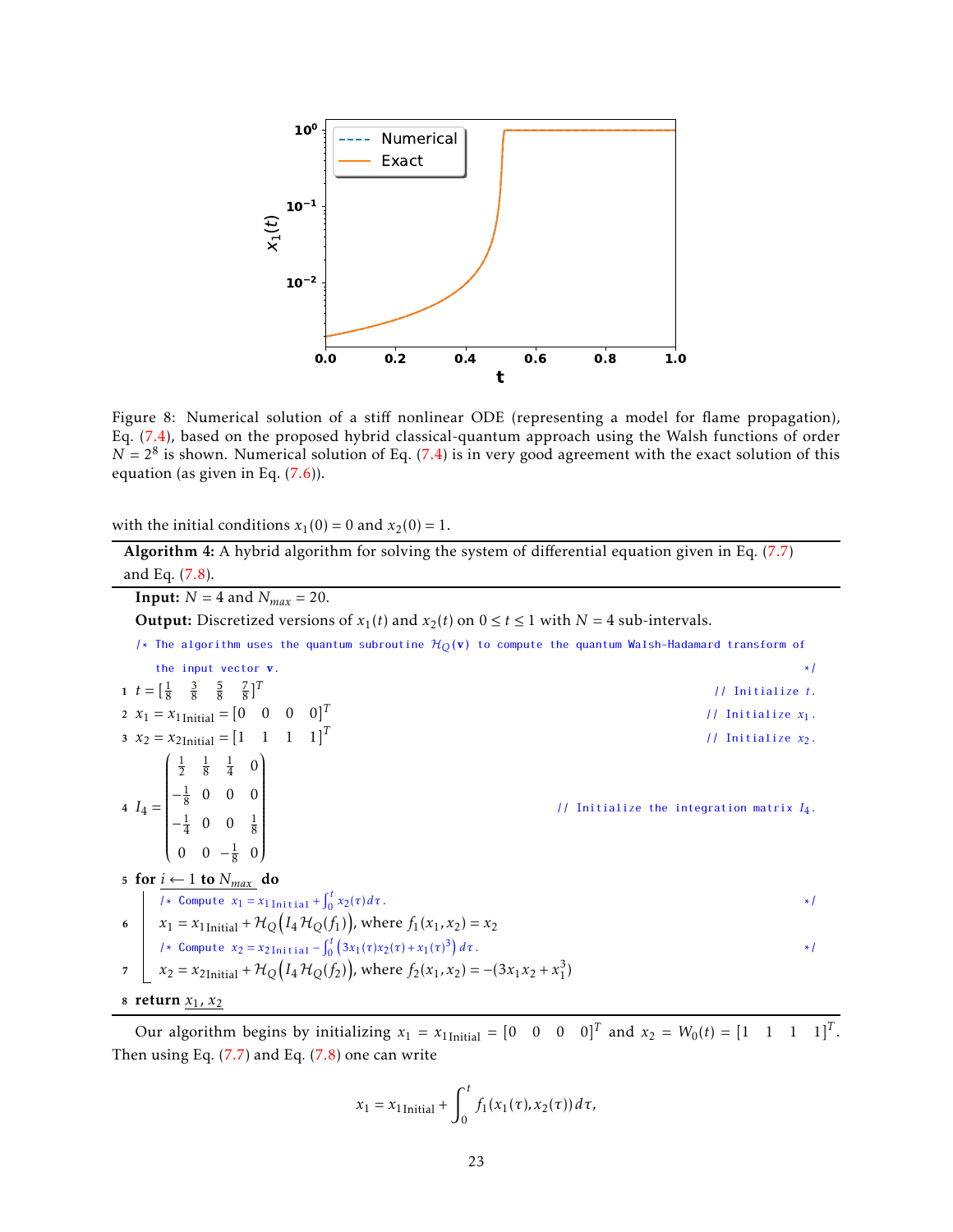Figure 8: Numerical solution of a stiff nonlinear ODE (representing a model for flame propagation), Eq. (7.4), based on the proposed hybrid classical-quantum approach using the Walsh functions of order $N = 2^8$ is shown. Numerical solution of Eq. (7.4) is in very good agreement with the exact solution of this equation (as given in Eq. (7.6)).

with the initial conditions $x_1(0) = 0$ and $x_2(0) = 1$.

---

**Algorithm 4:** A hybrid algorithm for solving the system of differential equation given in Eq. (7.7) and Eq. (7.8).

---

**Input:** $N = 4$ and $N_{max} = 20$.

**Output:** Discretized versions of $x_1(t)$ and $x_2(t)$ on $0 \le t \le 1$ with $N = 4$ sub-intervals.

/* The algorithm uses the quantum subroutine $\mathcal{H}_Q(\mathbf{v})$ to compute the quantum Walsh-Hadamard transform of the input vector $\mathbf{v}$. */

1. $t = [\frac{1}{8} \quad \frac{3}{8} \quad \frac{5}{8} \quad \frac{7}{8}]^T$ // Initialize $t$.
2. $x_1 = x_{1\,\text{Initial}} = [0 \quad 0 \quad 0 \quad 0]^T$ // Initialize $x_1$.
3. $x_2 = x_{2\,\text{Initial}} = [1 \quad 1 \quad 1 \quad 1]^T$ // Initialize $x_2$.
4. $I_4 = \begin{pmatrix} \frac{1}{2} & \frac{1}{8} & \frac{1}{4} & 0 \\ -\frac{1}{8} & 0 & 0 & 0 \\ -\frac{1}{4} & 0 & 0 & \frac{1}{8} \\ 0 & 0 & -\frac{1}{8} & 0 \end{pmatrix}$ // Initialize the integration matrix $I_4$.
5. **for** $i \leftarrow 1$ **to** $N_{max}$ **do**
   - /* Compute $x_1 = x_{1\,\text{Initial}} + \int_0^t x_2(\tau)d\tau$. */
6. $\quad x_1 = x_{1\,\text{Initial}} + \mathcal{H}_Q\big(I_4\,\mathcal{H}_Q(f_1)\big)$, where $f_1(x_1, x_2) = x_2$
   - /* Compute $x_2 = x_{2\,\text{Initial}} - \int_0^t \left(3x_1(\tau)x_2(\tau) + x_1(\tau)^3\right)d\tau$. */
7. $\quad x_2 = x_{2\,\text{Initial}} + \mathcal{H}_Q\big(I_4\,\mathcal{H}_Q(f_2)\big)$, where $f_2(x_1, x_2) = -(3x_1x_2 + x_1^3)$
8. **return** $x_1, x_2$

---

Our algorithm begins by initializing $x_1 = x_{1\,\text{Initial}} = [0 \quad 0 \quad 0 \quad 0]^T$ and $x_2 = W_0(t) = [1 \quad 1 \quad 1 \quad 1]^T$. Then using Eq. (7.7) and Eq. (7.8) one can write

$$x_1 = x_{1\,\text{Initial}} + \int_0^t f_1(x_1(\tau), x_2(\tau))\,d\tau,$$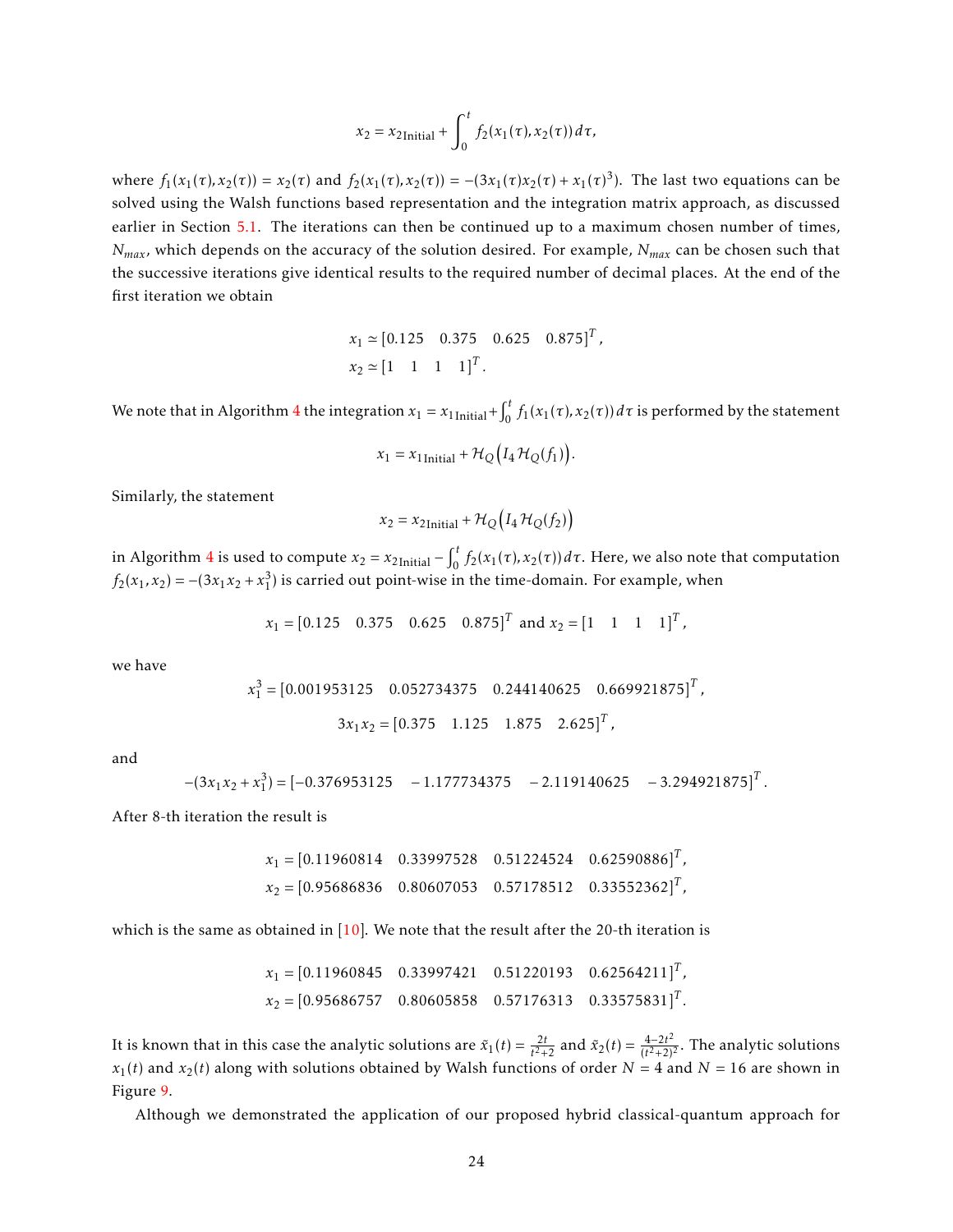$$x_2 = x_{2\,\text{Initial}} + \int_0^t f_2(x_1(\tau), x_2(\tau))\,d\tau,$$

where $f_1(x_1(\tau), x_2(\tau)) = x_2(\tau)$ and $f_2(x_1(\tau), x_2(\tau)) = -(3x_1(\tau)x_2(\tau) + x_1(\tau)^3)$. The last two equations can be solved using the Walsh functions based representation and the integration matrix approach, as discussed earlier in Section 5.1. The iterations can then be continued up to a maximum chosen number of times, $N_{max}$, which depends on the accuracy of the solution desired. For example, $N_{max}$ can be chosen such that the successive iterations give identical results to the required number of decimal places. At the end of the first iteration we obtain

$$x_1 \simeq [0.125 \quad 0.375 \quad 0.625 \quad 0.875]^T,$$
$$x_2 \simeq [1 \quad 1 \quad 1 \quad 1]^T.$$

We note that in Algorithm 4 the integration $x_1 = x_{1\,\text{Initial}} + \int_0^t f_1(x_1(\tau), x_2(\tau))\,d\tau$ is performed by the statement

$$x_1 = x_{1\,\text{Initial}} + \mathcal{H}_Q\big(I_4\, \mathcal{H}_Q(f_1)\big).$$

Similarly, the statement

$$x_2 = x_{2\,\text{Initial}} + \mathcal{H}_Q\big(I_4\, \mathcal{H}_Q(f_2)\big)$$

in Algorithm 4 is used to compute $x_2 = x_{2\,\text{Initial}} - \int_0^t f_2(x_1(\tau), x_2(\tau))\,d\tau$. Here, we also note that computation $f_2(x_1, x_2) = -(3x_1x_2 + x_1^3)$ is carried out point-wise in the time-domain. For example, when

$$x_1 = [0.125 \quad 0.375 \quad 0.625 \quad 0.875]^T \text{ and } x_2 = [1 \quad 1 \quad 1 \quad 1]^T,$$

we have

$$x_1^3 = [0.001953125 \quad 0.052734375 \quad 0.244140625 \quad 0.669921875]^T,$$

$$3x_1x_2 = [0.375 \quad 1.125 \quad 1.875 \quad 2.625]^T,$$

and

$$-(3x_1x_2 + x_1^3) = [-0.376953125 \quad -1.177734375 \quad -2.119140625 \quad -3.294921875]^T.$$

After 8-th iteration the result is

$$x_1 = [0.11960814 \quad 0.33997528 \quad 0.51224524 \quad 0.62590886]^T,$$
$$x_2 = [0.95686836 \quad 0.80607053 \quad 0.57178512 \quad 0.33552362]^T,$$

which is the same as obtained in [10]. We note that the result after the 20-th iteration is

$$x_1 = [0.11960845 \quad 0.33997421 \quad 0.51220193 \quad 0.62564211]^T,$$
$$x_2 = [0.95686757 \quad 0.80605858 \quad 0.57176313 \quad 0.33575831]^T.$$

It is known that in this case the analytic solutions are $\tilde{x}_1(t) = \frac{2t}{t^2+2}$ and $\tilde{x}_2(t) = \frac{4-2t^2}{(t^2+2)^2}$. The analytic solutions $x_1(t)$ and $x_2(t)$ along with solutions obtained by Walsh functions of order $N = 4$ and $N = 16$ are shown in Figure 9.

Although we demonstrated the application of our proposed hybrid classical-quantum approach for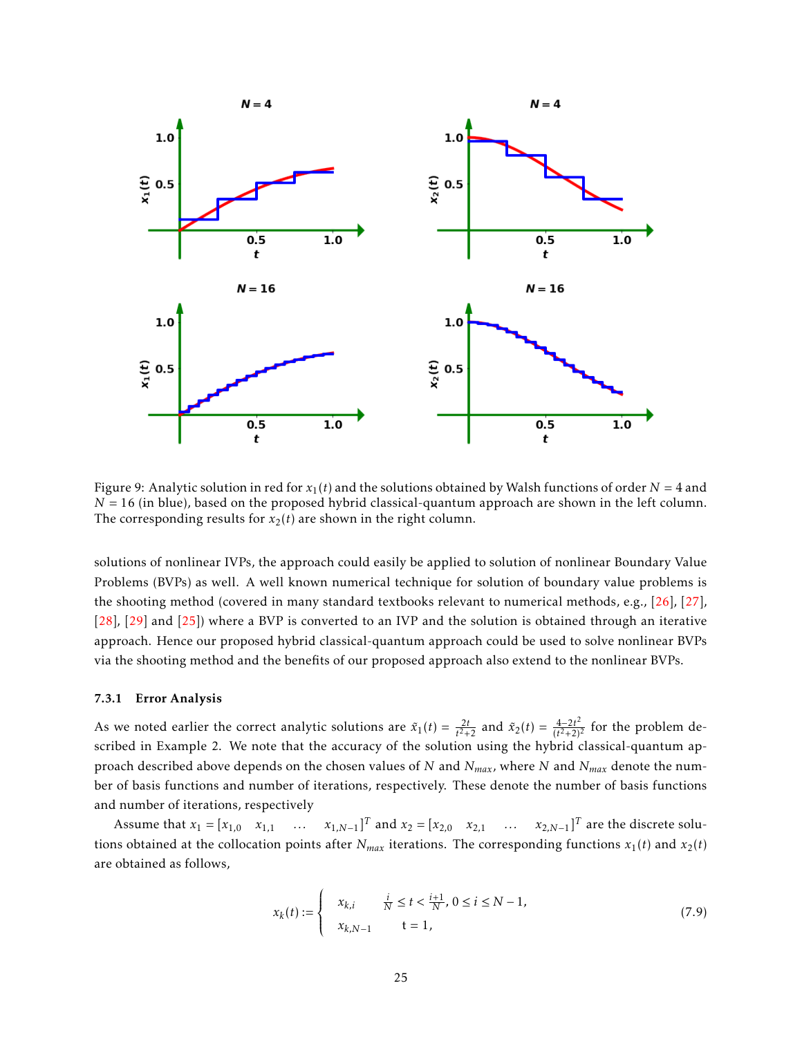Figure 9: Analytic solution in red for $x_1(t)$ and the solutions obtained by Walsh functions of order $N = 4$ and $N = 16$ (in blue), based on the proposed hybrid classical-quantum approach are shown in the left column. The corresponding results for $x_2(t)$ are shown in the right column.

solutions of nonlinear IVPs, the approach could easily be applied to solution of nonlinear Boundary Value Problems (BVPs) as well. A well known numerical technique for solution of boundary value problems is the shooting method (covered in many standard textbooks relevant to numerical methods, e.g., [26], [27], [28], [29] and [25]) where a BVP is converted to an IVP and the solution is obtained through an iterative approach. Hence our proposed hybrid classical-quantum approach could be used to solve nonlinear BVPs via the shooting method and the benefits of our proposed approach also extend to the nonlinear BVPs.

### 7.3.1 Error Analysis

As we noted earlier the correct analytic solutions are $\tilde{x}_1(t) = \frac{2t}{t^2+2}$ and $\tilde{x}_2(t) = \frac{4-2t^2}{(t^2+2)^2}$ for the problem described in Example 2. We note that the accuracy of the solution using the hybrid classical-quantum approach described above depends on the chosen values of $N$ and $N_{max}$, where $N$ and $N_{max}$ denote the number of basis functions and number of iterations, respectively. These denote the number of basis functions and number of iterations, respectively

Assume that $x_1 = [x_{1,0} \quad x_{1,1} \quad \ldots \quad x_{1,N-1}]^T$ and $x_2 = [x_{2,0} \quad x_{2,1} \quad \ldots \quad x_{2,N-1}]^T$ are the discrete solutions obtained at the collocation points after $N_{max}$ iterations. The corresponding functions $x_1(t)$ and $x_2(t)$ are obtained as follows,

$$
x_k(t) := \begin{cases} x_{k,i} & \frac{i}{N} \le t < \frac{i+1}{N},\ 0 \le i \le N-1, \\ x_{k,N-1} & \mathrm{t} = 1, \end{cases} \tag{7.9}
$$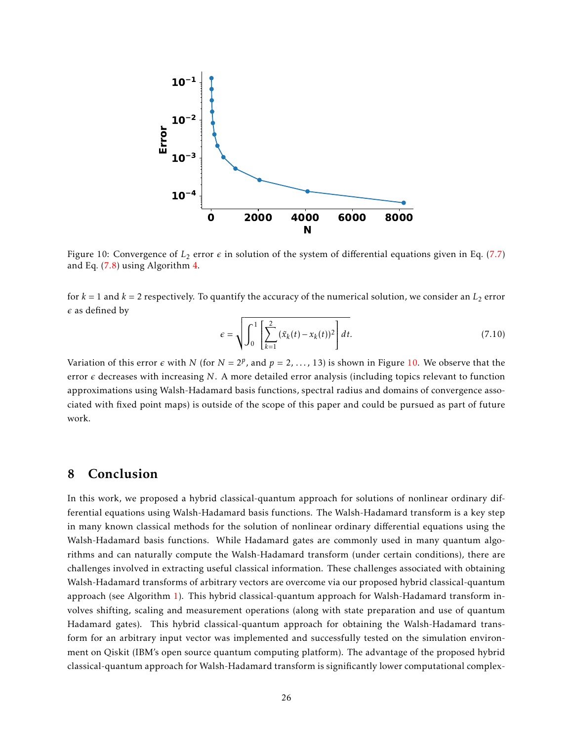Figure 10: Convergence of $L_2$ error $\epsilon$ in solution of the system of differential equations given in Eq. (7.7) and Eq. (7.8) using Algorithm 4.

for $k = 1$ and $k = 2$ respectively. To quantify the accuracy of the numerical solution, we consider an $L_2$ error $\epsilon$ as defined by

$$\epsilon = \sqrt{\int_0^1 \left[ \sum_{k=1}^{2} (\tilde{x}_k(t) - x_k(t))^2 \right] dt}. \tag{7.10}$$

Variation of this error $\epsilon$ with $N$ (for $N = 2^p$, and $p = 2, \ldots, 13$) is shown in Figure 10. We observe that the error $\epsilon$ decreases with increasing $N$. A more detailed error analysis (including topics relevant to function approximations using Walsh-Hadamard basis functions, spectral radius and domains of convergence associated with fixed point maps) is outside of the scope of this paper and could be pursued as part of future work.

## 8 Conclusion

In this work, we proposed a hybrid classical-quantum approach for solutions of nonlinear ordinary differential equations using Walsh-Hadamard basis functions. The Walsh-Hadamard transform is a key step in many known classical methods for the solution of nonlinear ordinary differential equations using the Walsh-Hadamard basis functions. While Hadamard gates are commonly used in many quantum algorithms and can naturally compute the Walsh-Hadamard transform (under certain conditions), there are challenges involved in extracting useful classical information. These challenges associated with obtaining Walsh-Hadamard transforms of arbitrary vectors are overcome via our proposed hybrid classical-quantum approach (see Algorithm 1). This hybrid classical-quantum approach for Walsh-Hadamard transform involves shifting, scaling and measurement operations (along with state preparation and use of quantum Hadamard gates). This hybrid classical-quantum approach for obtaining the Walsh-Hadamard transform for an arbitrary input vector was implemented and successfully tested on the simulation environment on Qiskit (IBM's open source quantum computing platform). The advantage of the proposed hybrid classical-quantum approach for Walsh-Hadamard transform is significantly lower computational complex-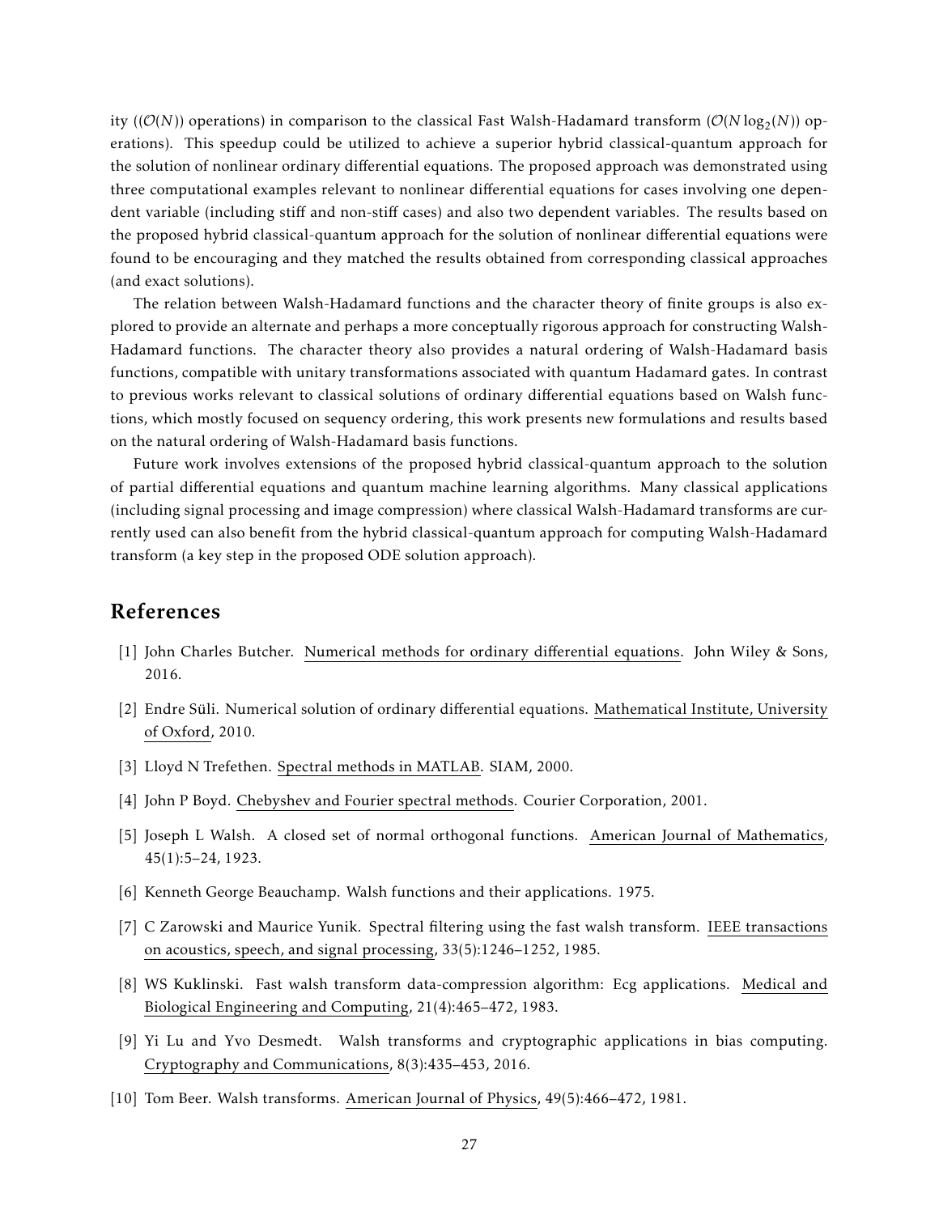ity (($\mathcal{O}(N)$) operations) in comparison to the classical Fast Walsh-Hadamard transform ($\mathcal{O}(N\log_2(N))$ operations). This speedup could be utilized to achieve a superior hybrid classical-quantum approach for the solution of nonlinear ordinary differential equations. The proposed approach was demonstrated using three computational examples relevant to nonlinear differential equations for cases involving one dependent variable (including stiff and non-stiff cases) and also two dependent variables. The results based on the proposed hybrid classical-quantum approach for the solution of nonlinear differential equations were found to be encouraging and they matched the results obtained from corresponding classical approaches (and exact solutions).

The relation between Walsh-Hadamard functions and the character theory of finite groups is also explored to provide an alternate and perhaps a more conceptually rigorous approach for constructing Walsh-Hadamard functions. The character theory also provides a natural ordering of Walsh-Hadamard basis functions, compatible with unitary transformations associated with quantum Hadamard gates. In contrast to previous works relevant to classical solutions of ordinary differential equations based on Walsh functions, which mostly focused on sequency ordering, this work presents new formulations and results based on the natural ordering of Walsh-Hadamard basis functions.

Future work involves extensions of the proposed hybrid classical-quantum approach to the solution of partial differential equations and quantum machine learning algorithms. Many classical applications (including signal processing and image compression) where classical Walsh-Hadamard transforms are currently used can also benefit from the hybrid classical-quantum approach for computing Walsh-Hadamard transform (a key step in the proposed ODE solution approach).

## References

[1] John Charles Butcher. Numerical methods for ordinary differential equations. John Wiley & Sons, 2016.

[2] Endre Süli. Numerical solution of ordinary differential equations. Mathematical Institute, University of Oxford, 2010.

[3] Lloyd N Trefethen. Spectral methods in MATLAB. SIAM, 2000.

[4] John P Boyd. Chebyshev and Fourier spectral methods. Courier Corporation, 2001.

[5] Joseph L Walsh. A closed set of normal orthogonal functions. American Journal of Mathematics, 45(1):5–24, 1923.

[6] Kenneth George Beauchamp. Walsh functions and their applications. 1975.

[7] C Zarowski and Maurice Yunik. Spectral filtering using the fast walsh transform. IEEE transactions on acoustics, speech, and signal processing, 33(5):1246–1252, 1985.

[8] WS Kuklinski. Fast walsh transform data-compression algorithm: Ecg applications. Medical and Biological Engineering and Computing, 21(4):465–472, 1983.

[9] Yi Lu and Yvo Desmedt. Walsh transforms and cryptographic applications in bias computing. Cryptography and Communications, 8(3):435–453, 2016.

[10] Tom Beer. Walsh transforms. American Journal of Physics, 49(5):466–472, 1981.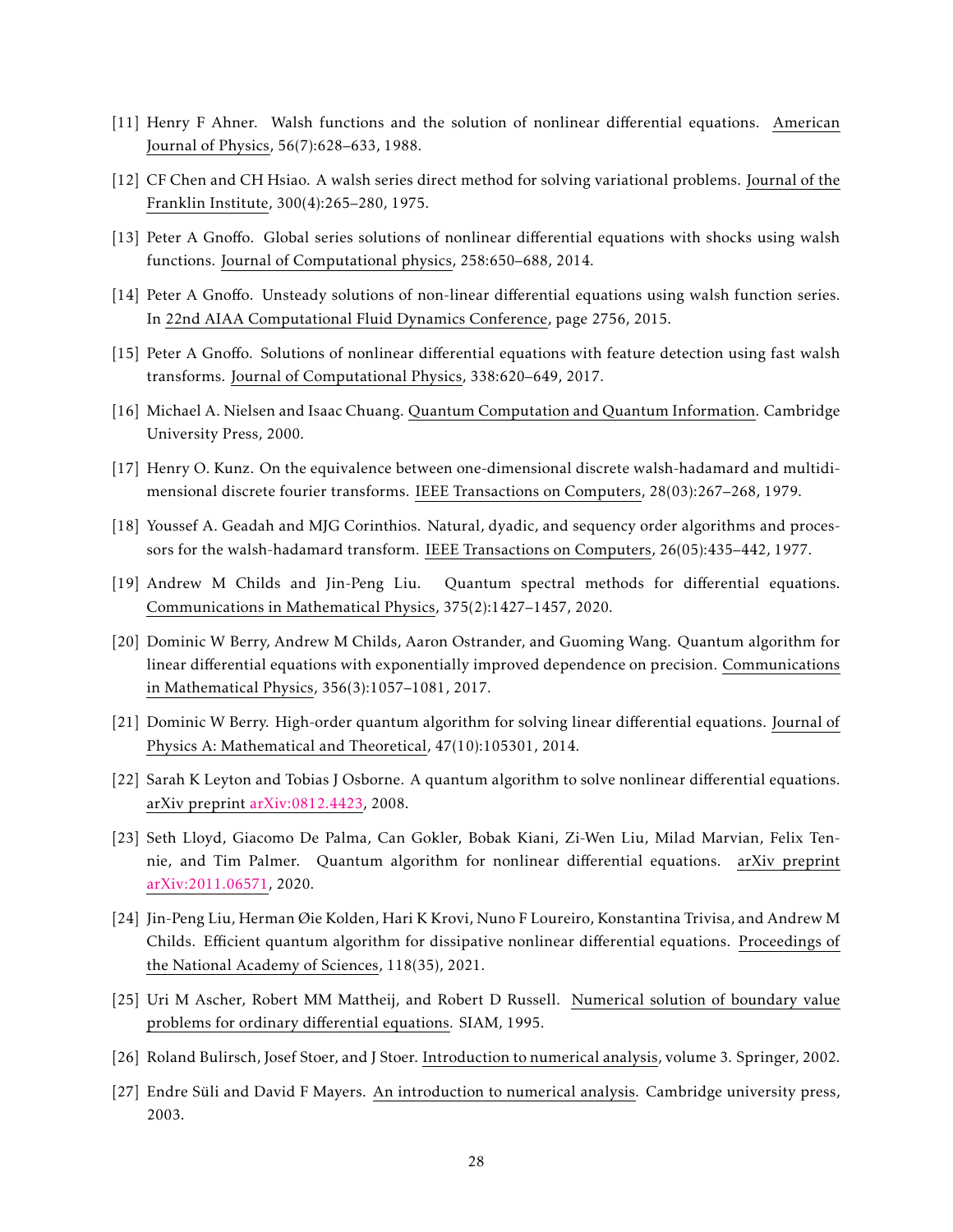[11] Henry F Ahner. Walsh functions and the solution of nonlinear differential equations. American Journal of Physics, 56(7):628–633, 1988.

[12] CF Chen and CH Hsiao. A walsh series direct method for solving variational problems. Journal of the Franklin Institute, 300(4):265–280, 1975.

[13] Peter A Gnoffo. Global series solutions of nonlinear differential equations with shocks using walsh functions. Journal of Computational physics, 258:650–688, 2014.

[14] Peter A Gnoffo. Unsteady solutions of non-linear differential equations using walsh function series. In 22nd AIAA Computational Fluid Dynamics Conference, page 2756, 2015.

[15] Peter A Gnoffo. Solutions of nonlinear differential equations with feature detection using fast walsh transforms. Journal of Computational Physics, 338:620–649, 2017.

[16] Michael A. Nielsen and Isaac Chuang. Quantum Computation and Quantum Information. Cambridge University Press, 2000.

[17] Henry O. Kunz. On the equivalence between one-dimensional discrete walsh-hadamard and multidimensional discrete fourier transforms. IEEE Transactions on Computers, 28(03):267–268, 1979.

[18] Youssef A. Geadah and MJG Corinthios. Natural, dyadic, and sequency order algorithms and processors for the walsh-hadamard transform. IEEE Transactions on Computers, 26(05):435–442, 1977.

[19] Andrew M Childs and Jin-Peng Liu. Quantum spectral methods for differential equations. Communications in Mathematical Physics, 375(2):1427–1457, 2020.

[20] Dominic W Berry, Andrew M Childs, Aaron Ostrander, and Guoming Wang. Quantum algorithm for linear differential equations with exponentially improved dependence on precision. Communications in Mathematical Physics, 356(3):1057–1081, 2017.

[21] Dominic W Berry. High-order quantum algorithm for solving linear differential equations. Journal of Physics A: Mathematical and Theoretical, 47(10):105301, 2014.

[22] Sarah K Leyton and Tobias J Osborne. A quantum algorithm to solve nonlinear differential equations. arXiv preprint arXiv:0812.4423, 2008.

[23] Seth Lloyd, Giacomo De Palma, Can Gokler, Bobak Kiani, Zi-Wen Liu, Milad Marvian, Felix Tennie, and Tim Palmer. Quantum algorithm for nonlinear differential equations. arXiv preprint arXiv:2011.06571, 2020.

[24] Jin-Peng Liu, Herman Øie Kolden, Hari K Krovi, Nuno F Loureiro, Konstantina Trivisa, and Andrew M Childs. Efficient quantum algorithm for dissipative nonlinear differential equations. Proceedings of the National Academy of Sciences, 118(35), 2021.

[25] Uri M Ascher, Robert MM Mattheij, and Robert D Russell. Numerical solution of boundary value problems for ordinary differential equations. SIAM, 1995.

[26] Roland Bulirsch, Josef Stoer, and J Stoer. Introduction to numerical analysis, volume 3. Springer, 2002.

[27] Endre Süli and David F Mayers. An introduction to numerical analysis. Cambridge university press, 2003.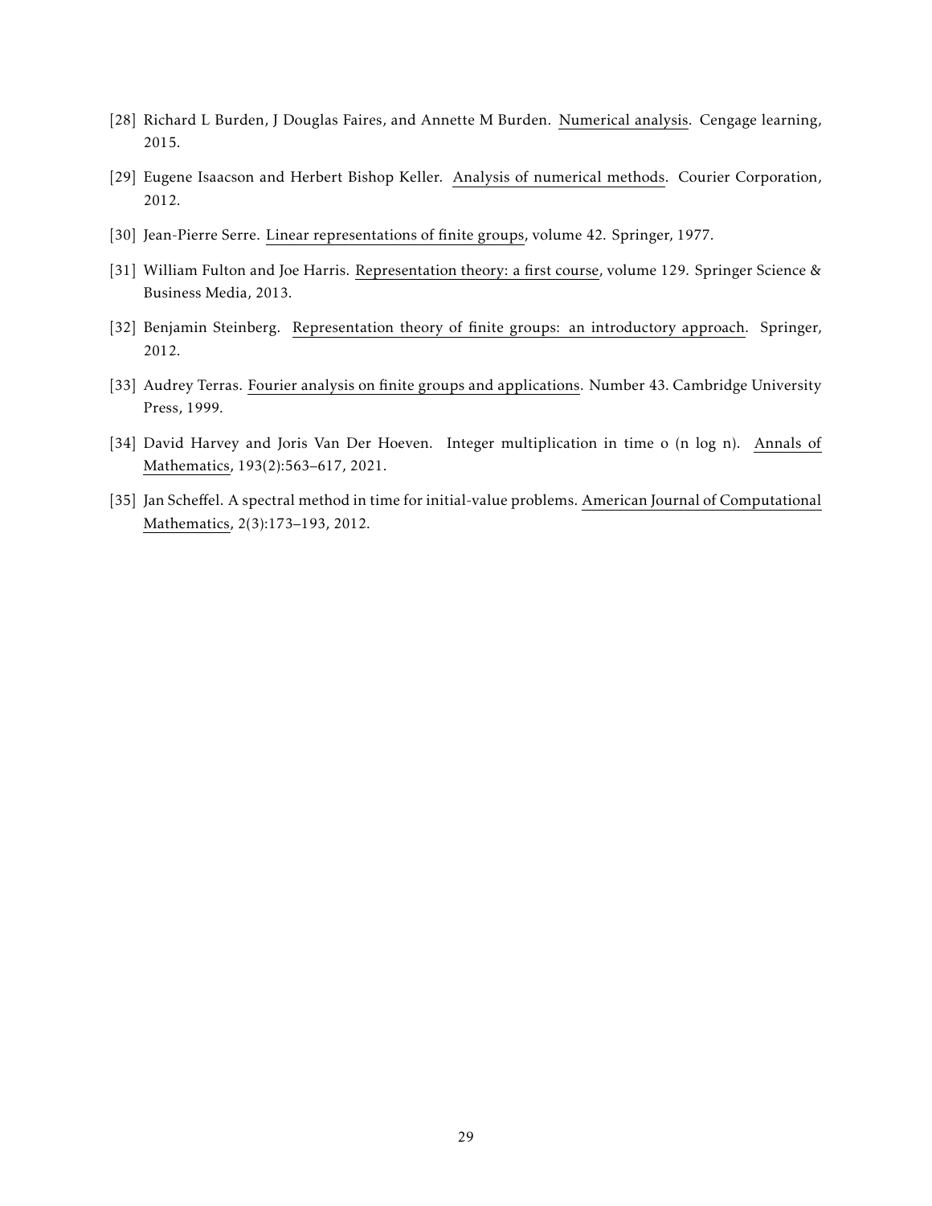[28] Richard L Burden, J Douglas Faires, and Annette M Burden. Numerical analysis. Cengage learning, 2015.

[29] Eugene Isaacson and Herbert Bishop Keller. Analysis of numerical methods. Courier Corporation, 2012.

[30] Jean-Pierre Serre. Linear representations of finite groups, volume 42. Springer, 1977.

[31] William Fulton and Joe Harris. Representation theory: a first course, volume 129. Springer Science & Business Media, 2013.

[32] Benjamin Steinberg. Representation theory of finite groups: an introductory approach. Springer, 2012.

[33] Audrey Terras. Fourier analysis on finite groups and applications. Number 43. Cambridge University Press, 1999.

[34] David Harvey and Joris Van Der Hoeven. Integer multiplication in time o (n log n). Annals of Mathematics, 193(2):563–617, 2021.

[35] Jan Scheffel. A spectral method in time for initial-value problems. American Journal of Computational Mathematics, 2(3):173–193, 2012.